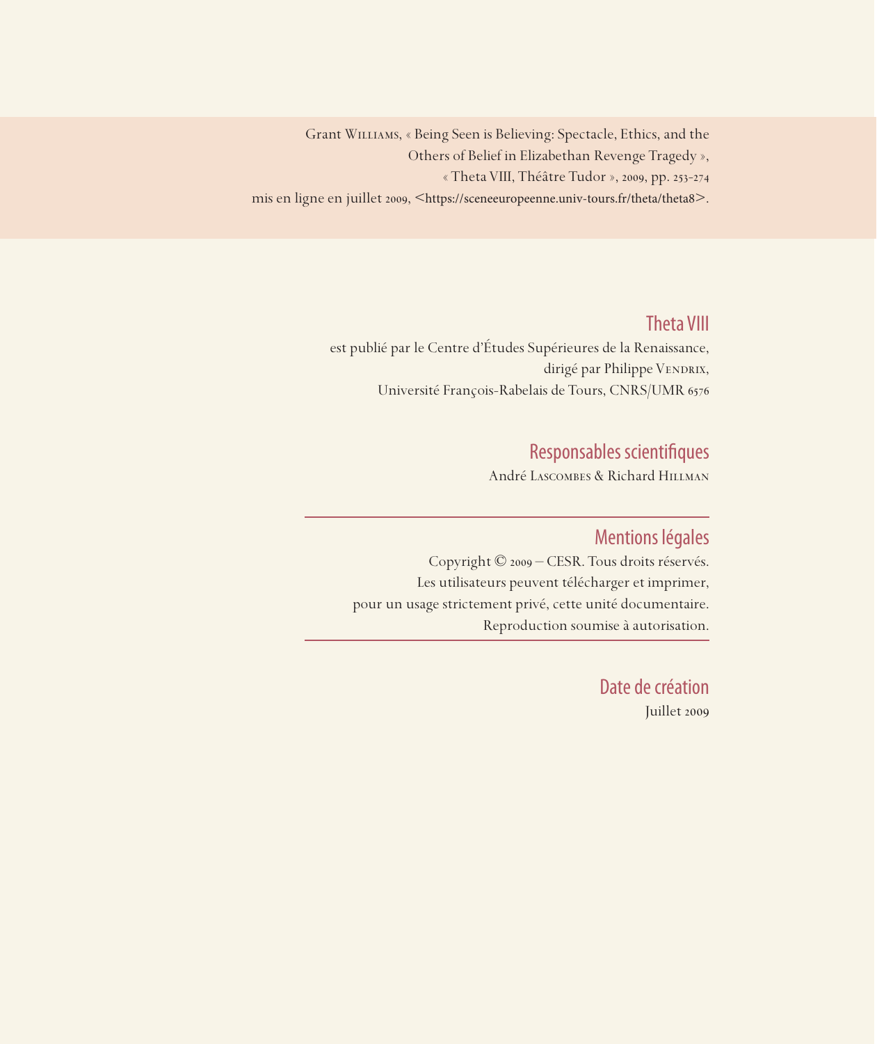Grant Williams, « Being Seen is Believing: Spectacle, Ethics, and the Others of Belief in Elizabethan Revenge Tragedy »,
« Theta VIII, Théâtre Tudor », 2009, pp. 253-274
mis en ligne en juillet 2009, <https://sceneeuropeenne.univ-tours.fr/theta/theta8>.

## Theta VIII

est publié par le Centre d'Études Supérieures de la Renaissance,
dirigé par Philippe Vendrix,
Université François-Rabelais de Tours, CNRS/UMR 6576

## Responsables scientifiques

André Lascombes & Richard Hillman

---

## Mentions légales

Copyright © 2009 – CESR. Tous droits réservés.
Les utilisateurs peuvent télécharger et imprimer,
pour un usage strictement privé, cette unité documentaire.
Reproduction soumise à autorisation.

---

## Date de création

Juillet 2009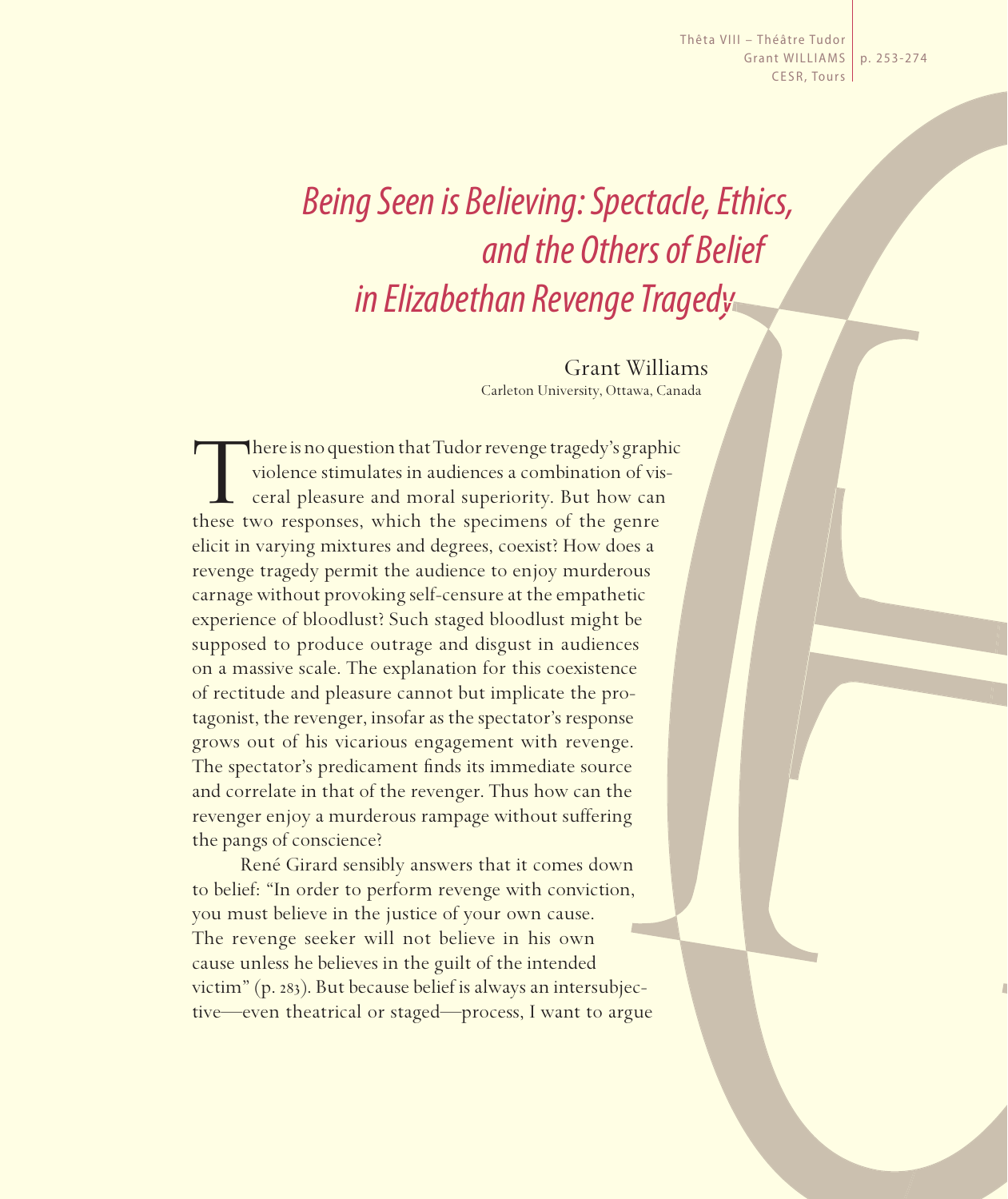# *Being Seen is Believing: Spectacle, Ethics, and the Others of Belief in Elizabethan Revenge Tragedy*

Grant Williams
Carleton University, Ottawa, Canada

There is no question that Tudor revenge tragedy's graphic violence stimulates in audiences a combination of visceral pleasure and moral superiority. But how can these two responses, which the specimens of the genre elicit in varying mixtures and degrees, coexist? How does a revenge tragedy permit the audience to enjoy murderous carnage without provoking self-censure at the empathetic experience of bloodlust? Such staged bloodlust might be supposed to produce outrage and disgust in audiences on a massive scale. The explanation for this coexistence of rectitude and pleasure cannot but implicate the protagonist, the revenger, insofar as the spectator's response grows out of his vicarious engagement with revenge. The spectator's predicament finds its immediate source and correlate in that of the revenger. Thus how can the revenger enjoy a murderous rampage without suffering the pangs of conscience?

René Girard sensibly answers that it comes down to belief: "In order to perform revenge with conviction, you must believe in the justice of your own cause. The revenge seeker will not believe in his own cause unless he believes in the guilt of the intended victim" (p. 283). But because belief is always an intersubjective—even theatrical or staged—process, I want to argue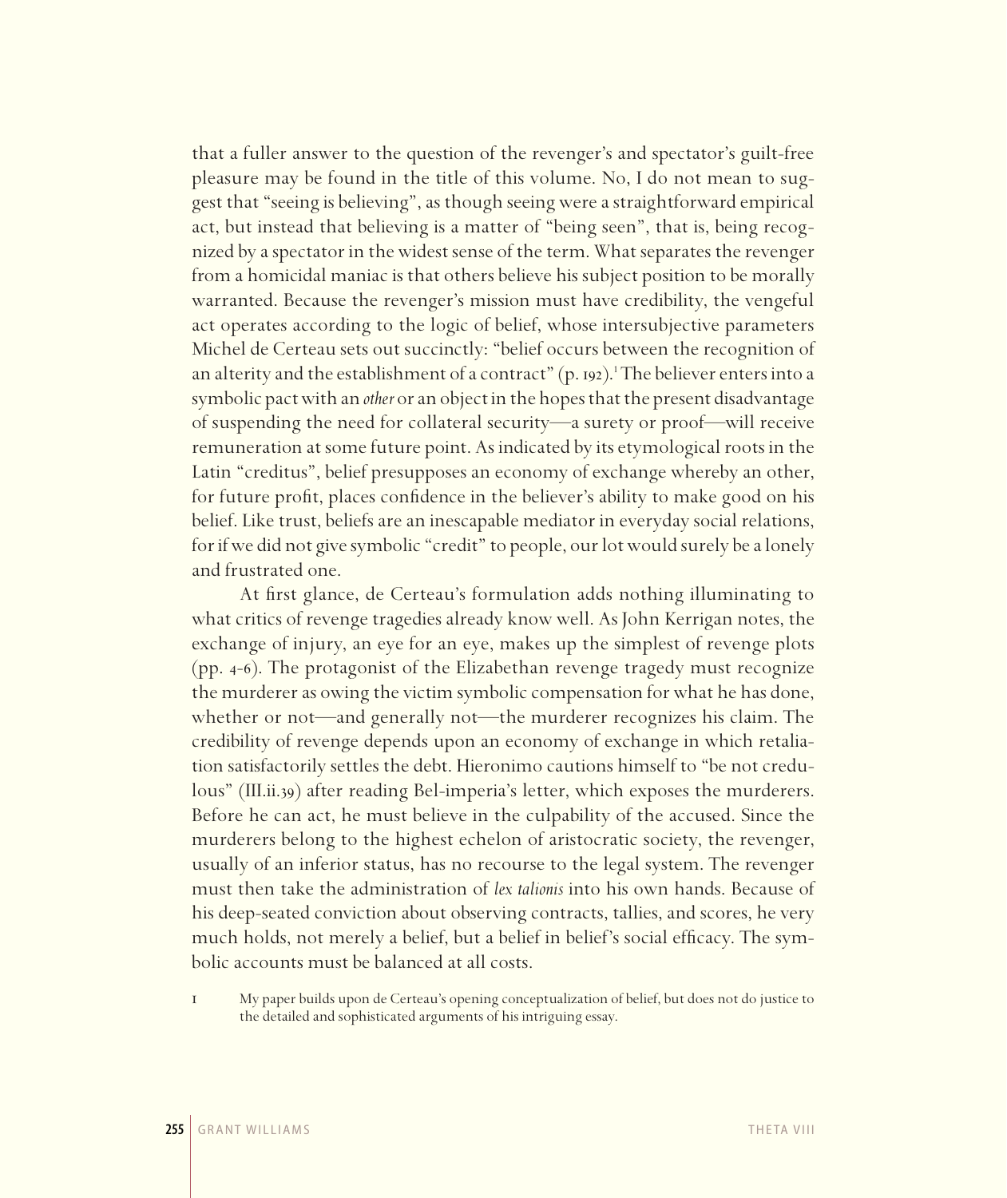that a fuller answer to the question of the revenger's and spectator's guilt-free pleasure may be found in the title of this volume. No, I do not mean to suggest that "seeing is believing", as though seeing were a straightforward empirical act, but instead that believing is a matter of "being seen", that is, being recognized by a spectator in the widest sense of the term. What separates the revenger from a homicidal maniac is that others believe his subject position to be morally warranted. Because the revenger's mission must have credibility, the vengeful act operates according to the logic of belief, whose intersubjective parameters Michel de Certeau sets out succinctly: "belief occurs between the recognition of an alterity and the establishment of a contract" (p. 192).[1] The believer enters into a symbolic pact with an *other* or an object in the hopes that the present disadvantage of suspending the need for collateral security—a surety or proof—will receive remuneration at some future point. As indicated by its etymological roots in the Latin "creditus", belief presupposes an economy of exchange whereby an other, for future profit, places confidence in the believer's ability to make good on his belief. Like trust, beliefs are an inescapable mediator in everyday social relations, for if we did not give symbolic "credit" to people, our lot would surely be a lonely and frustrated one.

At first glance, de Certeau's formulation adds nothing illuminating to what critics of revenge tragedies already know well. As John Kerrigan notes, the exchange of injury, an eye for an eye, makes up the simplest of revenge plots (pp. 4-6). The protagonist of the Elizabethan revenge tragedy must recognize the murderer as owing the victim symbolic compensation for what he has done, whether or not—and generally not—the murderer recognizes his claim. The credibility of revenge depends upon an economy of exchange in which retaliation satisfactorily settles the debt. Hieronimo cautions himself to "be not credulous" (III.ii.39) after reading Bel-imperia's letter, which exposes the murderers. Before he can act, he must believe in the culpability of the accused. Since the murderers belong to the highest echelon of aristocratic society, the revenger, usually of an inferior status, has no recourse to the legal system. The revenger must then take the administration of *lex talionis* into his own hands. Because of his deep-seated conviction about observing contracts, tallies, and scores, he very much holds, not merely a belief, but a belief in belief's social efficacy. The symbolic accounts must be balanced at all costs.

1 My paper builds upon de Certeau's opening conceptualization of belief, but does not do justice to the detailed and sophisticated arguments of his intriguing essay.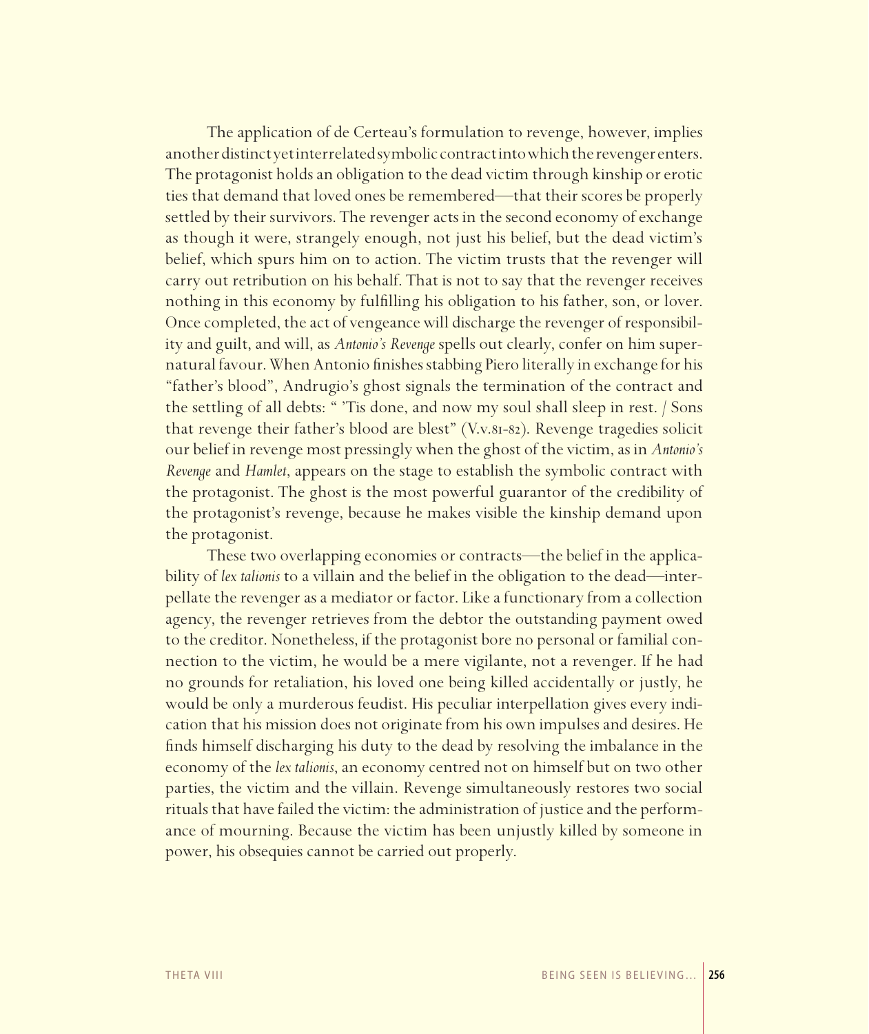The application of de Certeau's formulation to revenge, however, implies another distinct yet interrelated symbolic contract into which the revenger enters. The protagonist holds an obligation to the dead victim through kinship or erotic ties that demand that loved ones be remembered—that their scores be properly settled by their survivors. The revenger acts in the second economy of exchange as though it were, strangely enough, not just his belief, but the dead victim's belief, which spurs him on to action. The victim trusts that the revenger will carry out retribution on his behalf. That is not to say that the revenger receives nothing in this economy by fulfilling his obligation to his father, son, or lover. Once completed, the act of vengeance will discharge the revenger of responsibility and guilt, and will, as *Antonio's Revenge* spells out clearly, confer on him supernatural favour. When Antonio finishes stabbing Piero literally in exchange for his "father's blood", Andrugio's ghost signals the termination of the contract and the settling of all debts: " 'Tis done, and now my soul shall sleep in rest. / Sons that revenge their father's blood are blest" (V.v.81-82). Revenge tragedies solicit our belief in revenge most pressingly when the ghost of the victim, as in *Antonio's Revenge* and *Hamlet*, appears on the stage to establish the symbolic contract with the protagonist. The ghost is the most powerful guarantor of the credibility of the protagonist's revenge, because he makes visible the kinship demand upon the protagonist.

These two overlapping economies or contracts—the belief in the applicability of *lex talionis* to a villain and the belief in the obligation to the dead—interpellate the revenger as a mediator or factor. Like a functionary from a collection agency, the revenger retrieves from the debtor the outstanding payment owed to the creditor. Nonetheless, if the protagonist bore no personal or familial connection to the victim, he would be a mere vigilante, not a revenger. If he had no grounds for retaliation, his loved one being killed accidentally or justly, he would be only a murderous feudist. His peculiar interpellation gives every indication that his mission does not originate from his own impulses and desires. He finds himself discharging his duty to the dead by resolving the imbalance in the economy of the *lex talionis*, an economy centred not on himself but on two other parties, the victim and the villain. Revenge simultaneously restores two social rituals that have failed the victim: the administration of justice and the performance of mourning. Because the victim has been unjustly killed by someone in power, his obsequies cannot be carried out properly.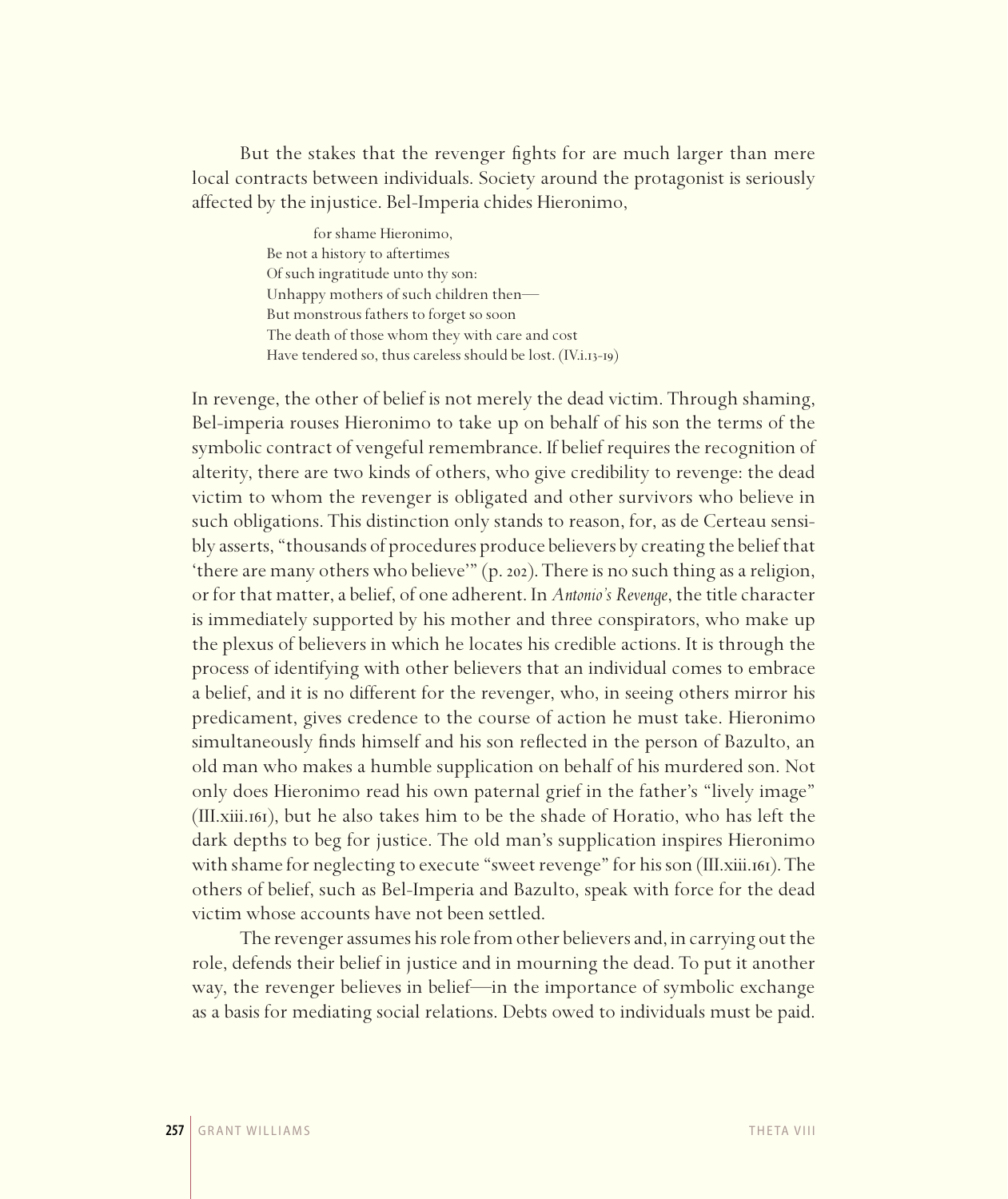But the stakes that the revenger fights for are much larger than mere local contracts between individuals. Society around the protagonist is seriously affected by the injustice. Bel-Imperia chides Hieronimo,

> for shame Hieronimo,
> Be not a history to aftertimes
> Of such ingratitude unto thy son:
> Unhappy mothers of such children then—
> But monstrous fathers to forget so soon
> The death of those whom they with care and cost
> Have tendered so, thus careless should be lost. (IV.i.13–19)

In revenge, the other of belief is not merely the dead victim. Through shaming, Bel-imperia rouses Hieronimo to take up on behalf of his son the terms of the symbolic contract of vengeful remembrance. If belief requires the recognition of alterity, there are two kinds of others, who give credibility to revenge: the dead victim to whom the revenger is obligated and other survivors who believe in such obligations. This distinction only stands to reason, for, as de Certeau sensibly asserts, "thousands of procedures produce believers by creating the belief that 'there are many others who believe'" (p. 202). There is no such thing as a religion, or for that matter, a belief, of one adherent. In *Antonio's Revenge*, the title character is immediately supported by his mother and three conspirators, who make up the plexus of believers in which he locates his credible actions. It is through the process of identifying with other believers that an individual comes to embrace a belief, and it is no different for the revenger, who, in seeing others mirror his predicament, gives credence to the course of action he must take. Hieronimo simultaneously finds himself and his son reflected in the person of Bazulto, an old man who makes a humble supplication on behalf of his murdered son. Not only does Hieronimo read his own paternal grief in the father's "lively image" (III.xiii.161), but he also takes him to be the shade of Horatio, who has left the dark depths to beg for justice. The old man's supplication inspires Hieronimo with shame for neglecting to execute "sweet revenge" for his son (III.xiii.161). The others of belief, such as Bel-Imperia and Bazulto, speak with force for the dead victim whose accounts have not been settled.

The revenger assumes his role from other believers and, in carrying out the role, defends their belief in justice and in mourning the dead. To put it another way, the revenger believes in belief—in the importance of symbolic exchange as a basis for mediating social relations. Debts owed to individuals must be paid.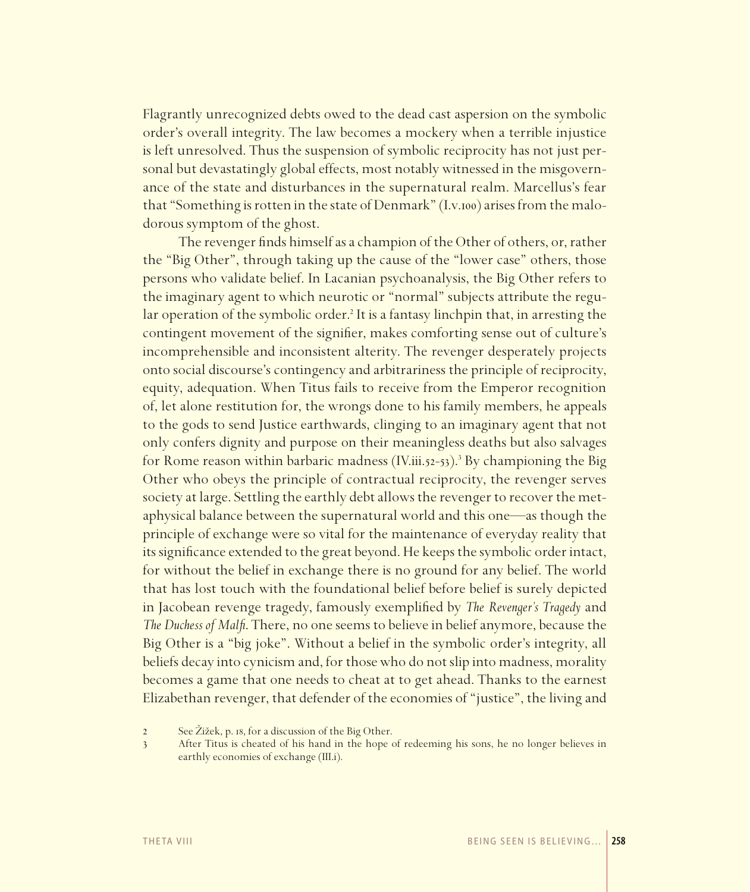Flagrantly unrecognized debts owed to the dead cast aspersion on the symbolic order's overall integrity. The law becomes a mockery when a terrible injustice is left unresolved. Thus the suspension of symbolic reciprocity has not just personal but devastatingly global effects, most notably witnessed in the misgovernance of the state and disturbances in the supernatural realm. Marcellus's fear that "Something is rotten in the state of Denmark" (I.v.100) arises from the malodorous symptom of the ghost.

The revenger finds himself as a champion of the Other of others, or, rather the "Big Other", through taking up the cause of the "lower case" others, those persons who validate belief. In Lacanian psychoanalysis, the Big Other refers to the imaginary agent to which neurotic or "normal" subjects attribute the regular operation of the symbolic order.[2] It is a fantasy linchpin that, in arresting the contingent movement of the signifier, makes comforting sense out of culture's incomprehensible and inconsistent alterity. The revenger desperately projects onto social discourse's contingency and arbitrariness the principle of reciprocity, equity, adequation. When Titus fails to receive from the Emperor recognition of, let alone restitution for, the wrongs done to his family members, he appeals to the gods to send Justice earthwards, clinging to an imaginary agent that not only confers dignity and purpose on their meaningless deaths but also salvages for Rome reason within barbaric madness (IV.iii.52-53).[3] By championing the Big Other who obeys the principle of contractual reciprocity, the revenger serves society at large. Settling the earthly debt allows the revenger to recover the metaphysical balance between the supernatural world and this one—as though the principle of exchange were so vital for the maintenance of everyday reality that its significance extended to the great beyond. He keeps the symbolic order intact, for without the belief in exchange there is no ground for any belief. The world that has lost touch with the foundational belief before belief is surely depicted in Jacobean revenge tragedy, famously exemplified by *The Revenger's Tragedy* and *The Duchess of Malfi*. There, no one seems to believe in belief anymore, because the Big Other is a "big joke". Without a belief in the symbolic order's integrity, all beliefs decay into cynicism and, for those who do not slip into madness, morality becomes a game that one needs to cheat at to get ahead. Thanks to the earnest Elizabethan revenger, that defender of the economies of "justice", the living and

2 See Žižek, p. 18, for a discussion of the Big Other.

3 After Titus is cheated of his hand in the hope of redeeming his sons, he no longer believes in earthly economies of exchange (III.i).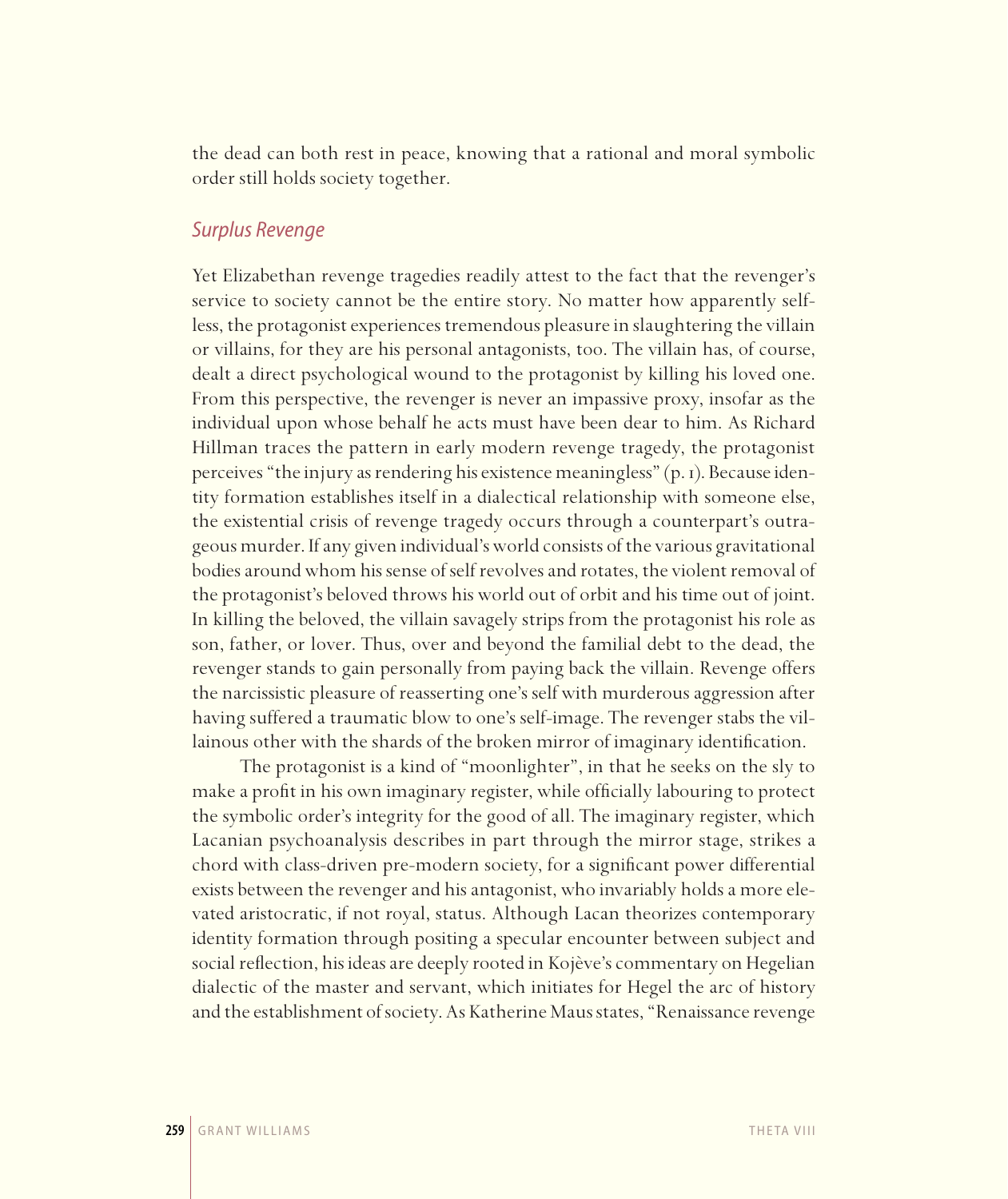the dead can both rest in peace, knowing that a rational and moral symbolic order still holds society together.

## *Surplus Revenge*

Yet Elizabethan revenge tragedies readily attest to the fact that the revenger's service to society cannot be the entire story. No matter how apparently selfless, the protagonist experiences tremendous pleasure in slaughtering the villain or villains, for they are his personal antagonists, too. The villain has, of course, dealt a direct psychological wound to the protagonist by killing his loved one. From this perspective, the revenger is never an impassive proxy, insofar as the individual upon whose behalf he acts must have been dear to him. As Richard Hillman traces the pattern in early modern revenge tragedy, the protagonist perceives "the injury as rendering his existence meaningless" (p. 1). Because identity formation establishes itself in a dialectical relationship with someone else, the existential crisis of revenge tragedy occurs through a counterpart's outrageous murder. If any given individual's world consists of the various gravitational bodies around whom his sense of self revolves and rotates, the violent removal of the protagonist's beloved throws his world out of orbit and his time out of joint. In killing the beloved, the villain savagely strips from the protagonist his role as son, father, or lover. Thus, over and beyond the familial debt to the dead, the revenger stands to gain personally from paying back the villain. Revenge offers the narcissistic pleasure of reasserting one's self with murderous aggression after having suffered a traumatic blow to one's self-image. The revenger stabs the villainous other with the shards of the broken mirror of imaginary identification.

The protagonist is a kind of "moonlighter", in that he seeks on the sly to make a profit in his own imaginary register, while officially labouring to protect the symbolic order's integrity for the good of all. The imaginary register, which Lacanian psychoanalysis describes in part through the mirror stage, strikes a chord with class-driven pre-modern society, for a significant power differential exists between the revenger and his antagonist, who invariably holds a more elevated aristocratic, if not royal, status. Although Lacan theorizes contemporary identity formation through positing a specular encounter between subject and social reflection, his ideas are deeply rooted in Kojève's commentary on Hegelian dialectic of the master and servant, which initiates for Hegel the arc of history and the establishment of society. As Katherine Maus states, "Renaissance revenge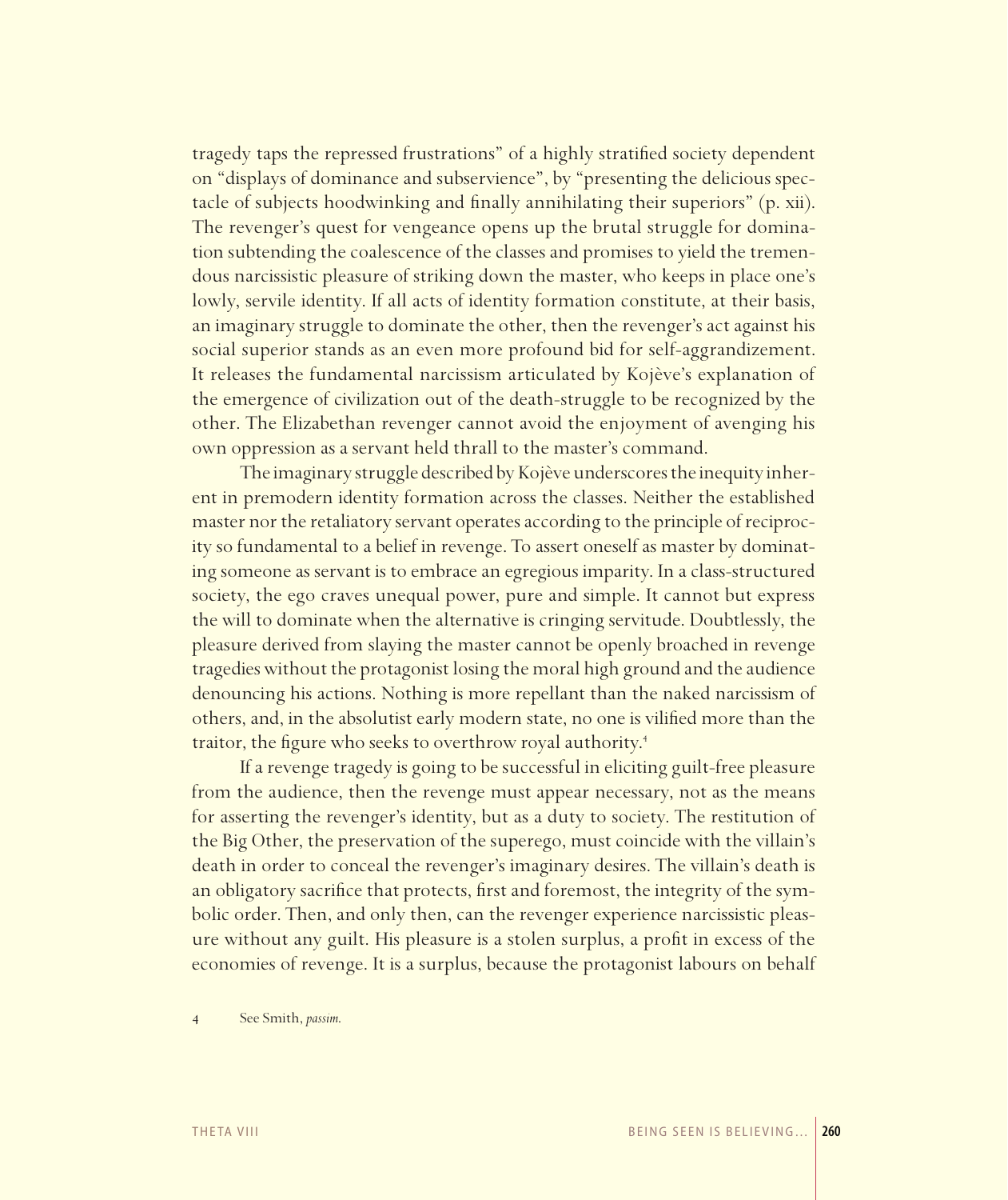tragedy taps the repressed frustrations" of a highly stratified society dependent on "displays of dominance and subservience", by "presenting the delicious spectacle of subjects hoodwinking and finally annihilating their superiors" (p. xii). The revenger's quest for vengeance opens up the brutal struggle for domination subtending the coalescence of the classes and promises to yield the tremendous narcissistic pleasure of striking down the master, who keeps in place one's lowly, servile identity. If all acts of identity formation constitute, at their basis, an imaginary struggle to dominate the other, then the revenger's act against his social superior stands as an even more profound bid for self-aggrandizement. It releases the fundamental narcissism articulated by Kojève's explanation of the emergence of civilization out of the death-struggle to be recognized by the other. The Elizabethan revenger cannot avoid the enjoyment of avenging his own oppression as a servant held thrall to the master's command.

The imaginary struggle described by Kojève underscores the inequity inherent in premodern identity formation across the classes. Neither the established master nor the retaliatory servant operates according to the principle of reciprocity so fundamental to a belief in revenge. To assert oneself as master by dominating someone as servant is to embrace an egregious imparity. In a class-structured society, the ego craves unequal power, pure and simple. It cannot but express the will to dominate when the alternative is cringing servitude. Doubtlessly, the pleasure derived from slaying the master cannot be openly broached in revenge tragedies without the protagonist losing the moral high ground and the audience denouncing his actions. Nothing is more repellant than the naked narcissism of others, and, in the absolutist early modern state, no one is vilified more than the traitor, the figure who seeks to overthrow royal authority.[4]

If a revenge tragedy is going to be successful in eliciting guilt-free pleasure from the audience, then the revenge must appear necessary, not as the means for asserting the revenger's identity, but as a duty to society. The restitution of the Big Other, the preservation of the superego, must coincide with the villain's death in order to conceal the revenger's imaginary desires. The villain's death is an obligatory sacrifice that protects, first and foremost, the integrity of the symbolic order. Then, and only then, can the revenger experience narcissistic pleasure without any guilt. His pleasure is a stolen surplus, a profit in excess of the economies of revenge. It is a surplus, because the protagonist labours on behalf

4 See Smith, *passim.*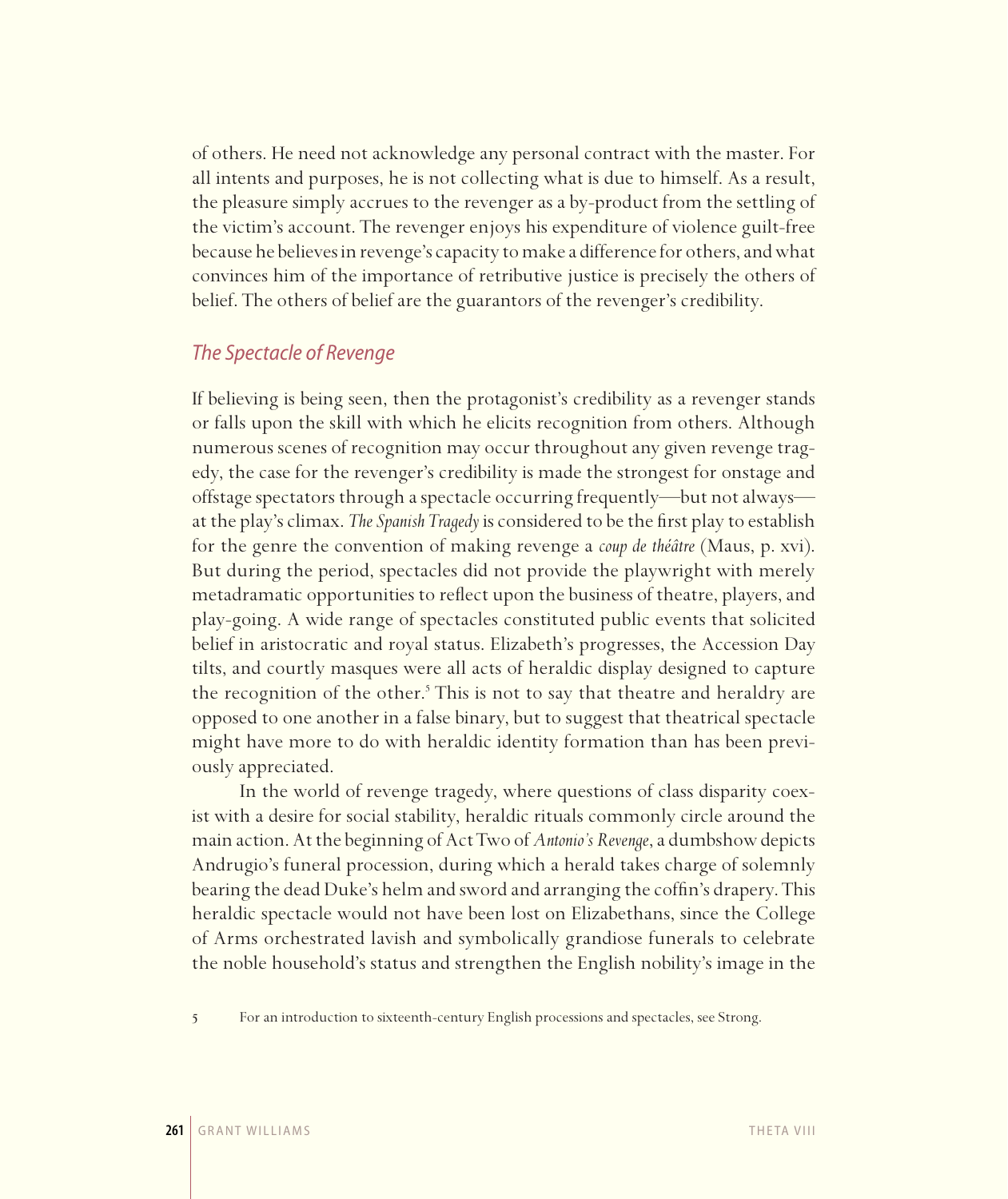of others. He need not acknowledge any personal contract with the master. For all intents and purposes, he is not collecting what is due to himself. As a result, the pleasure simply accrues to the revenger as a by-product from the settling of the victim's account. The revenger enjoys his expenditure of violence guilt-free because he believes in revenge's capacity to make a difference for others, and what convinces him of the importance of retributive justice is precisely the others of belief. The others of belief are the guarantors of the revenger's credibility.

## *The Spectacle of Revenge*

If believing is being seen, then the protagonist's credibility as a revenger stands or falls upon the skill with which he elicits recognition from others. Although numerous scenes of recognition may occur throughout any given revenge tragedy, the case for the revenger's credibility is made the strongest for onstage and offstage spectators through a spectacle occurring frequently—but not always—at the play's climax. *The Spanish Tragedy* is considered to be the first play to establish for the genre the convention of making revenge a *coup de théâtre* (Maus, p. xvi). But during the period, spectacles did not provide the playwright with merely metadramatic opportunities to reflect upon the business of theatre, players, and play-going. A wide range of spectacles constituted public events that solicited belief in aristocratic and royal status. Elizabeth's progresses, the Accession Day tilts, and courtly masques were all acts of heraldic display designed to capture the recognition of the other.[5] This is not to say that theatre and heraldry are opposed to one another in a false binary, but to suggest that theatrical spectacle might have more to do with heraldic identity formation than has been previously appreciated.

In the world of revenge tragedy, where questions of class disparity coexist with a desire for social stability, heraldic rituals commonly circle around the main action. At the beginning of Act Two of *Antonio's Revenge*, a dumbshow depicts Andrugio's funeral procession, during which a herald takes charge of solemnly bearing the dead Duke's helm and sword and arranging the coffin's drapery. This heraldic spectacle would not have been lost on Elizabethans, since the College of Arms orchestrated lavish and symbolically grandiose funerals to celebrate the noble household's status and strengthen the English nobility's image in the

5 For an introduction to sixteenth-century English processions and spectacles, see Strong.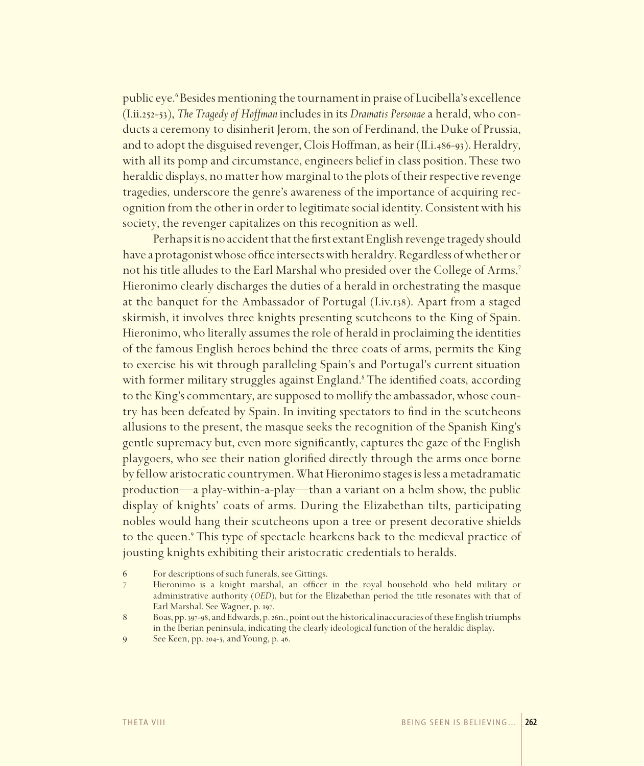public eye.[6] Besides mentioning the tournament in praise of Lucibella's excellence (I.ii.252-53), *The Tragedy of Hoffman* includes in its *Dramatis Personae* a herald, who conducts a ceremony to disinherit Jerom, the son of Ferdinand, the Duke of Prussia, and to adopt the disguised revenger, Clois Hoffman, as heir (II.i.486-93). Heraldry, with all its pomp and circumstance, engineers belief in class position. These two heraldic displays, no matter how marginal to the plots of their respective revenge tragedies, underscore the genre's awareness of the importance of acquiring recognition from the other in order to legitimate social identity. Consistent with his society, the revenger capitalizes on this recognition as well.

Perhaps it is no accident that the first extant English revenge tragedy should have a protagonist whose office intersects with heraldry. Regardless of whether or not his title alludes to the Earl Marshal who presided over the College of Arms,[7] Hieronimo clearly discharges the duties of a herald in orchestrating the masque at the banquet for the Ambassador of Portugal (I.iv.138). Apart from a staged skirmish, it involves three knights presenting scutcheons to the King of Spain. Hieronimo, who literally assumes the role of herald in proclaiming the identities of the famous English heroes behind the three coats of arms, permits the King to exercise his wit through paralleling Spain's and Portugal's current situation with former military struggles against England.[8] The identified coats, according to the King's commentary, are supposed to mollify the ambassador, whose country has been defeated by Spain. In inviting spectators to find in the scutcheons allusions to the present, the masque seeks the recognition of the Spanish King's gentle supremacy but, even more significantly, captures the gaze of the English playgoers, who see their nation glorified directly through the arms once borne by fellow aristocratic countrymen. What Hieronimo stages is less a metadramatic production—a play-within-a-play—than a variant on a helm show, the public display of knights' coats of arms. During the Elizabethan tilts, participating nobles would hang their scutcheons upon a tree or present decorative shields to the queen.[9] This type of spectacle hearkens back to the medieval practice of jousting knights exhibiting their aristocratic credentials to heralds.

6 For descriptions of such funerals, see Gittings.

7 Hieronimo is a knight marshal, an officer in the royal household who held military or administrative authority (*OED*), but for the Elizabethan period the title resonates with that of Earl Marshal. See Wagner, p. 197.

8 Boas, pp. 397-98, and Edwards, p. 26n., point out the historical inaccuracies of these English triumphs in the Iberian peninsula, indicating the clearly ideological function of the heraldic display.

9 See Keen, pp. 204-5, and Young, p. 46.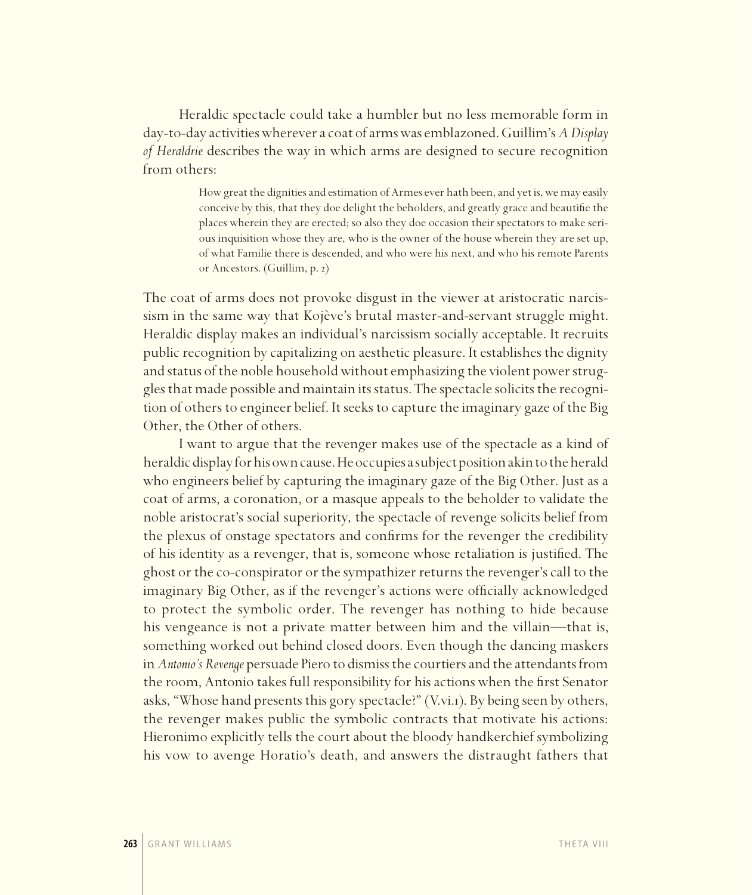Heraldic spectacle could take a humbler but no less memorable form in day-to-day activities wherever a coat of arms was emblazoned. Guillim's *A Display of Heraldrie* describes the way in which arms are designed to secure recognition from others:

> How great the dignities and estimation of Armes ever hath been, and yet is, we may easily conceive by this, that they doe delight the beholders, and greatly grace and beautifie the places wherein they are erected; so also they doe occasion their spectators to make serious inquisition whose they are, who is the owner of the house wherein they are set up, of what Familie there is descended, and who were his next, and who his remote Parents or Ancestors. (Guillim, p. 2)

The coat of arms does not provoke disgust in the viewer at aristocratic narcissism in the same way that Kojève's brutal master-and-servant struggle might. Heraldic display makes an individual's narcissism socially acceptable. It recruits public recognition by capitalizing on aesthetic pleasure. It establishes the dignity and status of the noble household without emphasizing the violent power struggles that made possible and maintain its status. The spectacle solicits the recognition of others to engineer belief. It seeks to capture the imaginary gaze of the Big Other, the Other of others.

I want to argue that the revenger makes use of the spectacle as a kind of heraldic display for his own cause. He occupies a subject position akin to the herald who engineers belief by capturing the imaginary gaze of the Big Other. Just as a coat of arms, a coronation, or a masque appeals to the beholder to validate the noble aristocrat's social superiority, the spectacle of revenge solicits belief from the plexus of onstage spectators and confirms for the revenger the credibility of his identity as a revenger, that is, someone whose retaliation is justified. The ghost or the co-conspirator or the sympathizer returns the revenger's call to the imaginary Big Other, as if the revenger's actions were officially acknowledged to protect the symbolic order. The revenger has nothing to hide because his vengeance is not a private matter between him and the villain—that is, something worked out behind closed doors. Even though the dancing maskers in *Antonio's Revenge* persuade Piero to dismiss the courtiers and the attendants from the room, Antonio takes full responsibility for his actions when the first Senator asks, "Whose hand presents this gory spectacle?" (V.vi.1). By being seen by others, the revenger makes public the symbolic contracts that motivate his actions: Hieronimo explicitly tells the court about the bloody handkerchief symbolizing his vow to avenge Horatio's death, and answers the distraught fathers that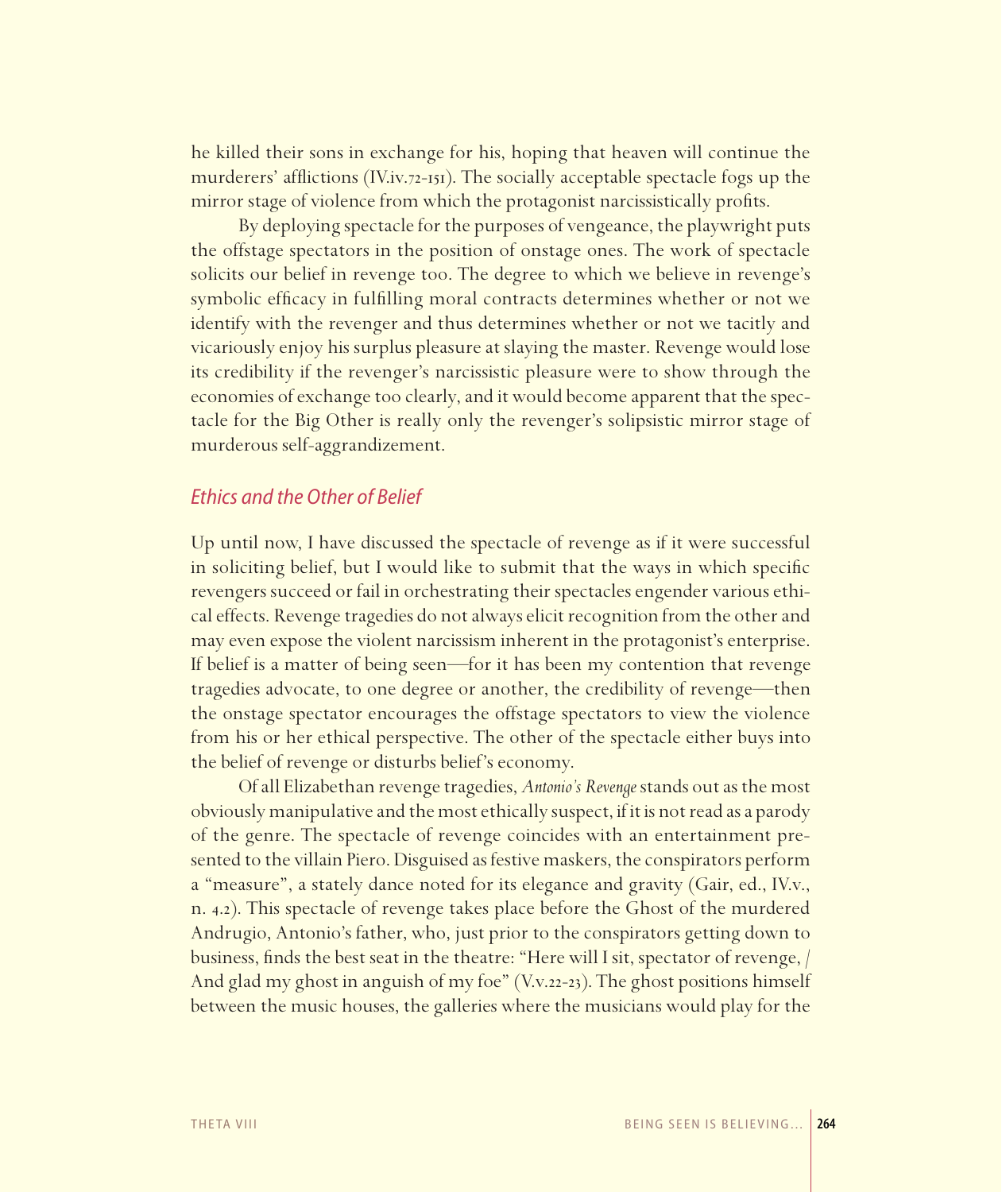he killed their sons in exchange for his, hoping that heaven will continue the murderers' afflictions (IV.iv.72-151). The socially acceptable spectacle fogs up the mirror stage of violence from which the protagonist narcissistically profits.

By deploying spectacle for the purposes of vengeance, the playwright puts the offstage spectators in the position of onstage ones. The work of spectacle solicits our belief in revenge too. The degree to which we believe in revenge's symbolic efficacy in fulfilling moral contracts determines whether or not we identify with the revenger and thus determines whether or not we tacitly and vicariously enjoy his surplus pleasure at slaying the master. Revenge would lose its credibility if the revenger's narcissistic pleasure were to show through the economies of exchange too clearly, and it would become apparent that the spectacle for the Big Other is really only the revenger's solipsistic mirror stage of murderous self-aggrandizement.

## *Ethics and the Other of Belief*

Up until now, I have discussed the spectacle of revenge as if it were successful in soliciting belief, but I would like to submit that the ways in which specific revengers succeed or fail in orchestrating their spectacles engender various ethical effects. Revenge tragedies do not always elicit recognition from the other and may even expose the violent narcissism inherent in the protagonist's enterprise. If belief is a matter of being seen—for it has been my contention that revenge tragedies advocate, to one degree or another, the credibility of revenge—then the onstage spectator encourages the offstage spectators to view the violence from his or her ethical perspective. The other of the spectacle either buys into the belief of revenge or disturbs belief's economy.

Of all Elizabethan revenge tragedies, *Antonio's Revenge* stands out as the most obviously manipulative and the most ethically suspect, if it is not read as a parody of the genre. The spectacle of revenge coincides with an entertainment presented to the villain Piero. Disguised as festive maskers, the conspirators perform a "measure", a stately dance noted for its elegance and gravity (Gair, ed., IV.v., n. 4.2). This spectacle of revenge takes place before the Ghost of the murdered Andrugio, Antonio's father, who, just prior to the conspirators getting down to business, finds the best seat in the theatre: "Here will I sit, spectator of revenge, / And glad my ghost in anguish of my foe" (V.v.22-23). The ghost positions himself between the music houses, the galleries where the musicians would play for the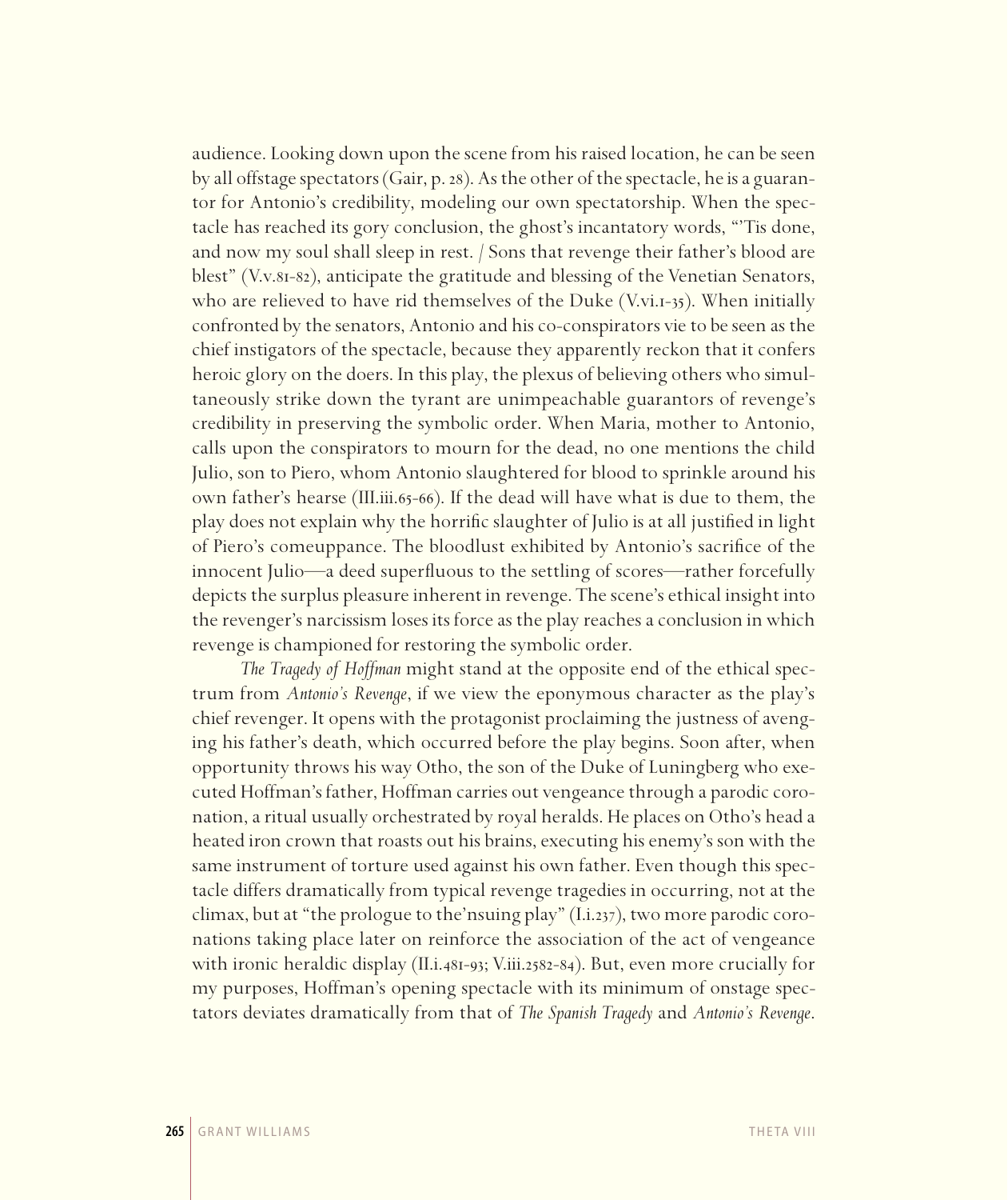audience. Looking down upon the scene from his raised location, he can be seen by all offstage spectators (Gair, p. 28). As the other of the spectacle, he is a guarantor for Antonio's credibility, modeling our own spectatorship. When the spectacle has reached its gory conclusion, the ghost's incantatory words, "'Tis done, and now my soul shall sleep in rest. / Sons that revenge their father's blood are blest" (V.v.81-82), anticipate the gratitude and blessing of the Venetian Senators, who are relieved to have rid themselves of the Duke (V.vi.1-35). When initially confronted by the senators, Antonio and his co-conspirators vie to be seen as the chief instigators of the spectacle, because they apparently reckon that it confers heroic glory on the doers. In this play, the plexus of believing others who simultaneously strike down the tyrant are unimpeachable guarantors of revenge's credibility in preserving the symbolic order. When Maria, mother to Antonio, calls upon the conspirators to mourn for the dead, no one mentions the child Julio, son to Piero, whom Antonio slaughtered for blood to sprinkle around his own father's hearse (III.iii.65-66). If the dead will have what is due to them, the play does not explain why the horrific slaughter of Julio is at all justified in light of Piero's comeuppance. The bloodlust exhibited by Antonio's sacrifice of the innocent Julio—a deed superfluous to the settling of scores—rather forcefully depicts the surplus pleasure inherent in revenge. The scene's ethical insight into the revenger's narcissism loses its force as the play reaches a conclusion in which revenge is championed for restoring the symbolic order.

*The Tragedy of Hoffman* might stand at the opposite end of the ethical spectrum from *Antonio's Revenge*, if we view the eponymous character as the play's chief revenger. It opens with the protagonist proclaiming the justness of avenging his father's death, which occurred before the play begins. Soon after, when opportunity throws his way Otho, the son of the Duke of Luningberg who executed Hoffman's father, Hoffman carries out vengeance through a parodic coronation, a ritual usually orchestrated by royal heralds. He places on Otho's head a heated iron crown that roasts out his brains, executing his enemy's son with the same instrument of torture used against his own father. Even though this spectacle differs dramatically from typical revenge tragedies in occurring, not at the climax, but at "the prologue to the'nsuing play" (I.i.237), two more parodic coronations taking place later on reinforce the association of the act of vengeance with ironic heraldic display (II.i.481-93; V.iii.2582-84). But, even more crucially for my purposes, Hoffman's opening spectacle with its minimum of onstage spectators deviates dramatically from that of *The Spanish Tragedy* and *Antonio's Revenge*.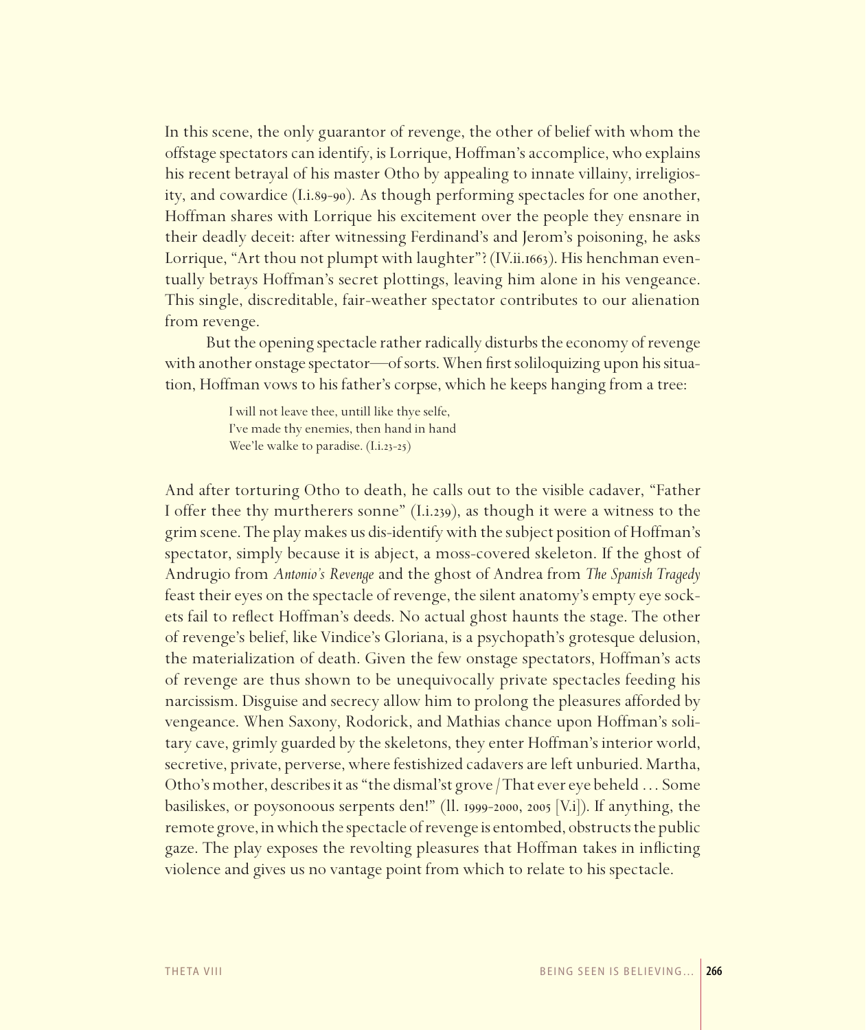In this scene, the only guarantor of revenge, the other of belief with whom the offstage spectators can identify, is Lorrique, Hoffman's accomplice, who explains his recent betrayal of his master Otho by appealing to innate villainy, irreligiosity, and cowardice (I.i.89-90). As though performing spectacles for one another, Hoffman shares with Lorrique his excitement over the people they ensnare in their deadly deceit: after witnessing Ferdinand's and Jerom's poisoning, he asks Lorrique, "Art thou not plumpt with laughter"? (IV.ii.1663). His henchman eventually betrays Hoffman's secret plottings, leaving him alone in his vengeance. This single, discreditable, fair-weather spectator contributes to our alienation from revenge.

But the opening spectacle rather radically disturbs the economy of revenge with another onstage spectator—of sorts. When first soliloquizing upon his situation, Hoffman vows to his father's corpse, which he keeps hanging from a tree:

> I will not leave thee, untill like thye selfe,
> I've made thy enemies, then hand in hand
> Wee'le walke to paradise. (I.i.23-25)

And after torturing Otho to death, he calls out to the visible cadaver, "Father I offer thee thy murtherers sonne" (I.i.239), as though it were a witness to the grim scene. The play makes us dis-identify with the subject position of Hoffman's spectator, simply because it is abject, a moss-covered skeleton. If the ghost of Andrugio from *Antonio's Revenge* and the ghost of Andrea from *The Spanish Tragedy* feast their eyes on the spectacle of revenge, the silent anatomy's empty eye sockets fail to reflect Hoffman's deeds. No actual ghost haunts the stage. The other of revenge's belief, like Vindice's Gloriana, is a psychopath's grotesque delusion, the materialization of death. Given the few onstage spectators, Hoffman's acts of revenge are thus shown to be unequivocally private spectacles feeding his narcissism. Disguise and secrecy allow him to prolong the pleasures afforded by vengeance. When Saxony, Rodorick, and Mathias chance upon Hoffman's solitary cave, grimly guarded by the skeletons, they enter Hoffman's interior world, secretive, private, perverse, where festishized cadavers are left unburied. Martha, Otho's mother, describes it as "the dismal'st grove / That ever eye beheld … Some basiliskes, or poysonoous serpents den!" (ll. 1999-2000, 2005 [V.i]). If anything, the remote grove, in which the spectacle of revenge is entombed, obstructs the public gaze. The play exposes the revolting pleasures that Hoffman takes in inflicting violence and gives us no vantage point from which to relate to his spectacle.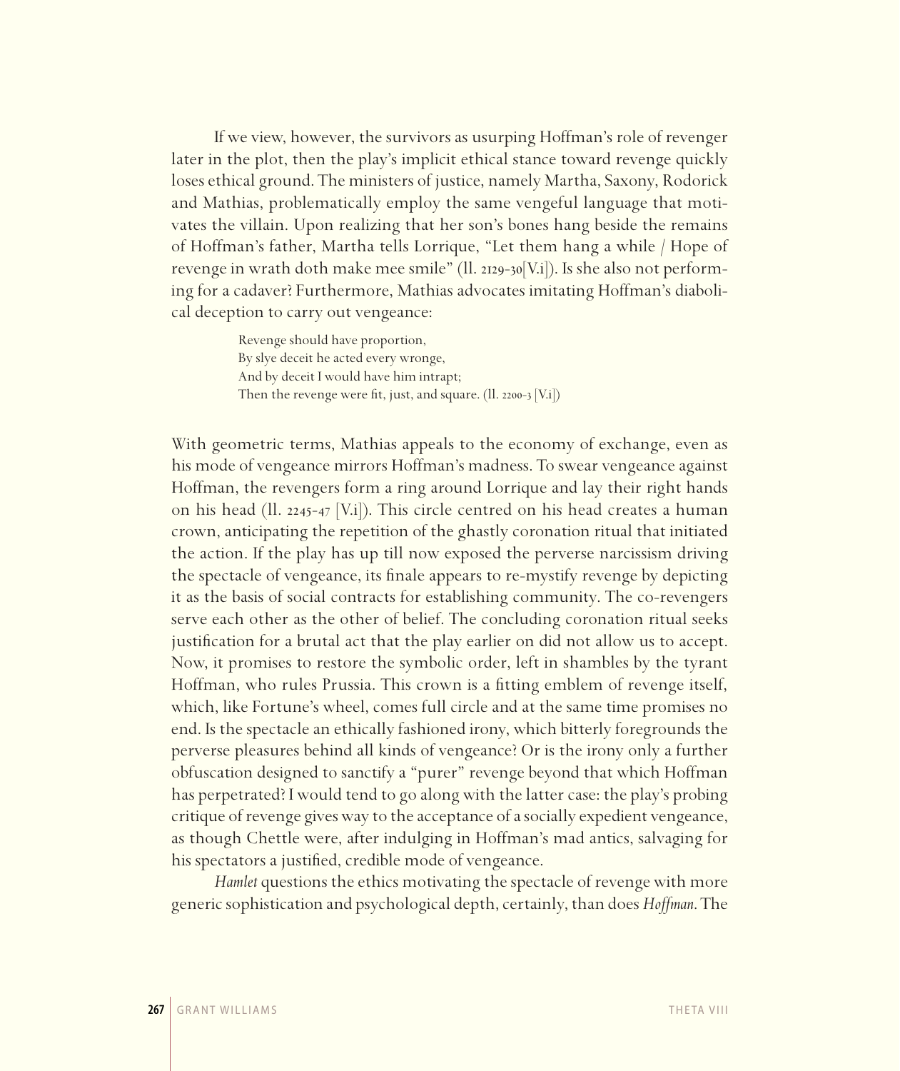If we view, however, the survivors as usurping Hoffman's role of revenger later in the plot, then the play's implicit ethical stance toward revenge quickly loses ethical ground. The ministers of justice, namely Martha, Saxony, Rodorick and Mathias, problematically employ the same vengeful language that motivates the villain. Upon realizing that her son's bones hang beside the remains of Hoffman's father, Martha tells Lorrique, "Let them hang a while / Hope of revenge in wrath doth make mee smile" (ll. 2129-30[V.i]). Is she also not performing for a cadaver? Furthermore, Mathias advocates imitating Hoffman's diabolical deception to carry out vengeance:

> Revenge should have proportion,
> By slye deceit he acted every wronge,
> And by deceit I would have him intrapt;
> Then the revenge were fit, just, and square. (ll. 2200-3 [V.i])

With geometric terms, Mathias appeals to the economy of exchange, even as his mode of vengeance mirrors Hoffman's madness. To swear vengeance against Hoffman, the revengers form a ring around Lorrique and lay their right hands on his head (ll. 2245-47 [V.i]). This circle centred on his head creates a human crown, anticipating the repetition of the ghastly coronation ritual that initiated the action. If the play has up till now exposed the perverse narcissism driving the spectacle of vengeance, its finale appears to re-mystify revenge by depicting it as the basis of social contracts for establishing community. The co-revengers serve each other as the other of belief. The concluding coronation ritual seeks justification for a brutal act that the play earlier on did not allow us to accept. Now, it promises to restore the symbolic order, left in shambles by the tyrant Hoffman, who rules Prussia. This crown is a fitting emblem of revenge itself, which, like Fortune's wheel, comes full circle and at the same time promises no end. Is the spectacle an ethically fashioned irony, which bitterly foregrounds the perverse pleasures behind all kinds of vengeance? Or is the irony only a further obfuscation designed to sanctify a "purer" revenge beyond that which Hoffman has perpetrated? I would tend to go along with the latter case: the play's probing critique of revenge gives way to the acceptance of a socially expedient vengeance, as though Chettle were, after indulging in Hoffman's mad antics, salvaging for his spectators a justified, credible mode of vengeance.

*Hamlet* questions the ethics motivating the spectacle of revenge with more generic sophistication and psychological depth, certainly, than does *Hoffman*. The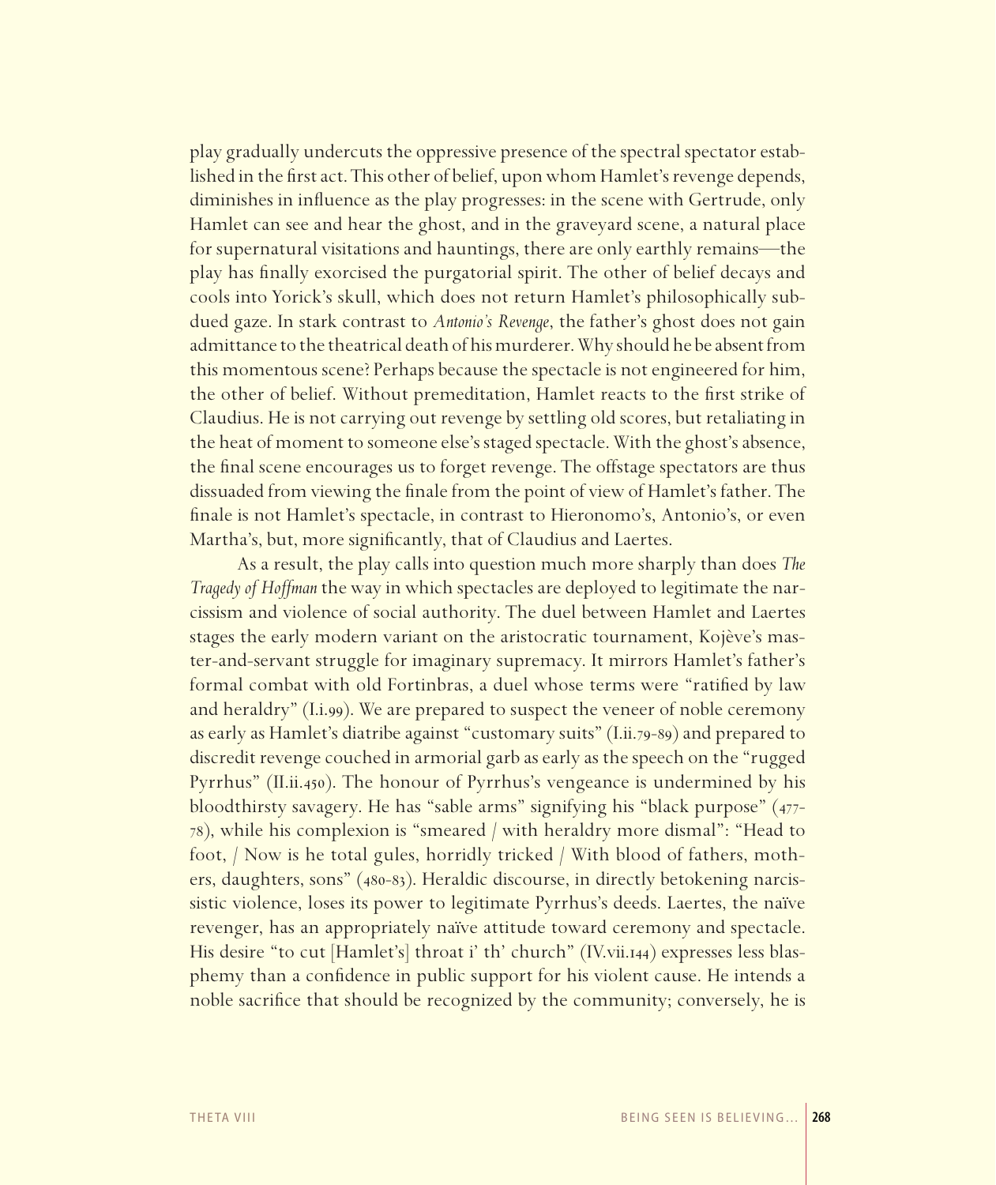play gradually undercuts the oppressive presence of the spectral spectator established in the first act. This other of belief, upon whom Hamlet's revenge depends, diminishes in influence as the play progresses: in the scene with Gertrude, only Hamlet can see and hear the ghost, and in the graveyard scene, a natural place for supernatural visitations and hauntings, there are only earthly remains—the play has finally exorcised the purgatorial spirit. The other of belief decays and cools into Yorick's skull, which does not return Hamlet's philosophically subdued gaze. In stark contrast to *Antonio's Revenge*, the father's ghost does not gain admittance to the theatrical death of his murderer. Why should he be absent from this momentous scene? Perhaps because the spectacle is not engineered for him, the other of belief. Without premeditation, Hamlet reacts to the first strike of Claudius. He is not carrying out revenge by settling old scores, but retaliating in the heat of moment to someone else's staged spectacle. With the ghost's absence, the final scene encourages us to forget revenge. The offstage spectators are thus dissuaded from viewing the finale from the point of view of Hamlet's father. The finale is not Hamlet's spectacle, in contrast to Hieronomo's, Antonio's, or even Martha's, but, more significantly, that of Claudius and Laertes.

As a result, the play calls into question much more sharply than does *The Tragedy of Hoffman* the way in which spectacles are deployed to legitimate the narcissism and violence of social authority. The duel between Hamlet and Laertes stages the early modern variant on the aristocratic tournament, Kojève's master-and-servant struggle for imaginary supremacy. It mirrors Hamlet's father's formal combat with old Fortinbras, a duel whose terms were "ratified by law and heraldry" (I.i.99). We are prepared to suspect the veneer of noble ceremony as early as Hamlet's diatribe against "customary suits" (I.ii.79-89) and prepared to discredit revenge couched in armorial garb as early as the speech on the "rugged Pyrrhus" (II.ii.450). The honour of Pyrrhus's vengeance is undermined by his bloodthirsty savagery. He has "sable arms" signifying his "black purpose" (477-78), while his complexion is "smeared / with heraldry more dismal": "Head to foot, / Now is he total gules, horridly tricked / With blood of fathers, mothers, daughters, sons" (480-83). Heraldic discourse, in directly betokening narcissistic violence, loses its power to legitimate Pyrrhus's deeds. Laertes, the naïve revenger, has an appropriately naïve attitude toward ceremony and spectacle. His desire "to cut [Hamlet's] throat i' th' church" (IV.vii.144) expresses less blasphemy than a confidence in public support for his violent cause. He intends a noble sacrifice that should be recognized by the community; conversely, he is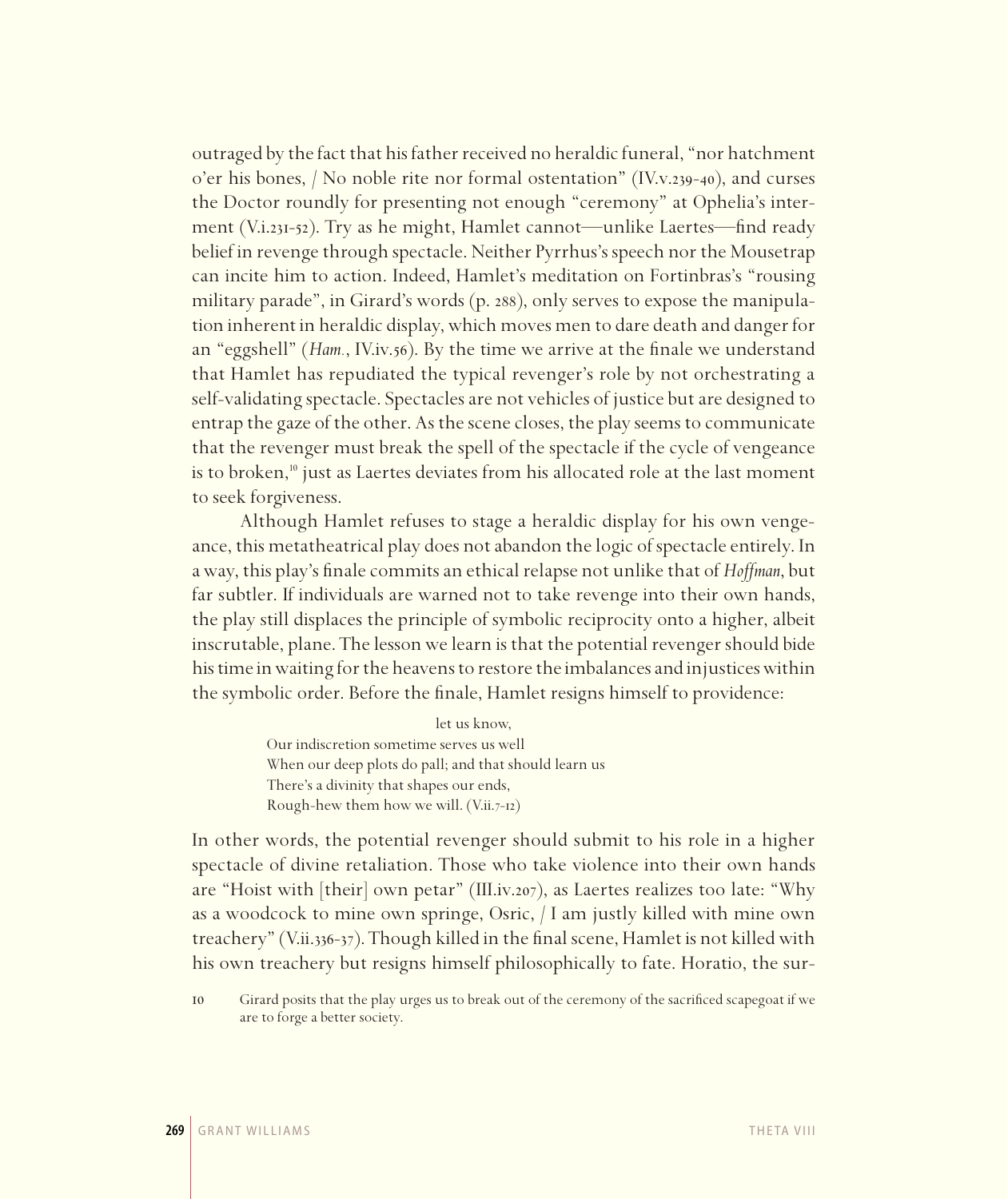outraged by the fact that his father received no heraldic funeral, "nor hatchment o'er his bones, / No noble rite nor formal ostentation" (IV.v.239-40), and curses the Doctor roundly for presenting not enough "ceremony" at Ophelia's interment (V.i.231-52). Try as he might, Hamlet cannot—unlike Laertes—find ready belief in revenge through spectacle. Neither Pyrrhus's speech nor the Mousetrap can incite him to action. Indeed, Hamlet's meditation on Fortinbras's "rousing military parade", in Girard's words (p. 288), only serves to expose the manipulation inherent in heraldic display, which moves men to dare death and danger for an "eggshell" (*Ham.*, IV.iv.56). By the time we arrive at the finale we understand that Hamlet has repudiated the typical revenger's role by not orchestrating a self-validating spectacle. Spectacles are not vehicles of justice but are designed to entrap the gaze of the other. As the scene closes, the play seems to communicate that the revenger must break the spell of the spectacle if the cycle of vengeance is to broken,[10] just as Laertes deviates from his allocated role at the last moment to seek forgiveness.

Although Hamlet refuses to stage a heraldic display for his own vengeance, this metatheatrical play does not abandon the logic of spectacle entirely. In a way, this play's finale commits an ethical relapse not unlike that of *Hoffman*, but far subtler. If individuals are warned not to take revenge into their own hands, the play still displaces the principle of symbolic reciprocity onto a higher, albeit inscrutable, plane. The lesson we learn is that the potential revenger should bide his time in waiting for the heavens to restore the imbalances and injustices within the symbolic order. Before the finale, Hamlet resigns himself to providence:

> let us know,
> Our indiscretion sometime serves us well
> When our deep plots do pall; and that should learn us
> There's a divinity that shapes our ends,
> Rough-hew them how we will. (V.ii.7-12)

In other words, the potential revenger should submit to his role in a higher spectacle of divine retaliation. Those who take violence into their own hands are "Hoist with [their] own petar" (III.iv.207), as Laertes realizes too late: "Why as a woodcock to mine own springe, Osric, / I am justly killed with mine own treachery" (V.ii.336-37). Though killed in the final scene, Hamlet is not killed with his own treachery but resigns himself philosophically to fate. Horatio, the sur-

10 Girard posits that the play urges us to break out of the ceremony of the sacrificed scapegoat if we are to forge a better society.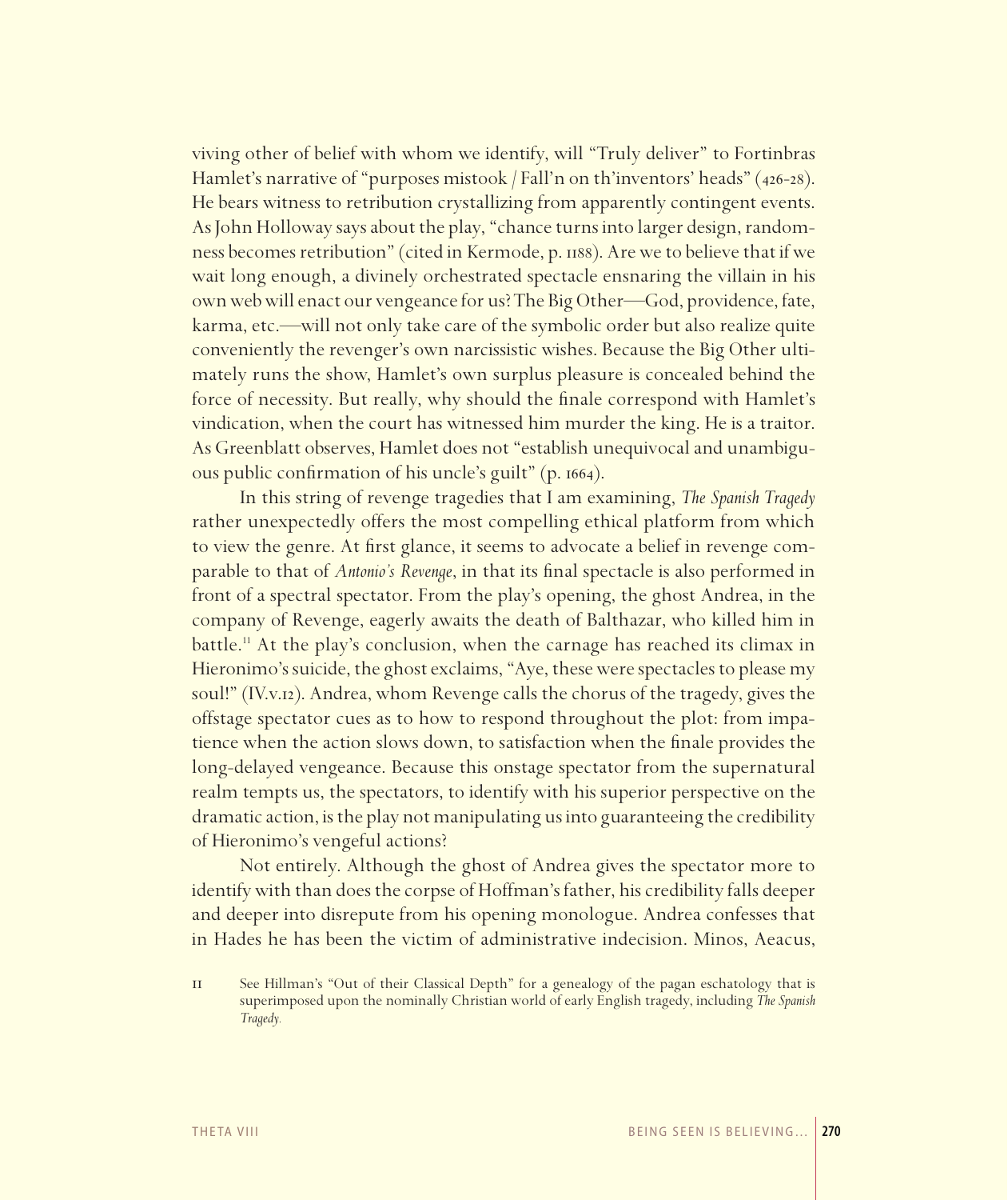viving other of belief with whom we identify, will "Truly deliver" to Fortinbras Hamlet's narrative of "purposes mistook / Fall'n on th'inventors' heads" (426-28). He bears witness to retribution crystallizing from apparently contingent events. As John Holloway says about the play, "chance turns into larger design, randomness becomes retribution" (cited in Kermode, p. 1188). Are we to believe that if we wait long enough, a divinely orchestrated spectacle ensnaring the villain in his own web will enact our vengeance for us? The Big Other—God, providence, fate, karma, etc.—will not only take care of the symbolic order but also realize quite conveniently the revenger's own narcissistic wishes. Because the Big Other ultimately runs the show, Hamlet's own surplus pleasure is concealed behind the force of necessity. But really, why should the finale correspond with Hamlet's vindication, when the court has witnessed him murder the king. He is a traitor. As Greenblatt observes, Hamlet does not "establish unequivocal and unambiguous public confirmation of his uncle's guilt" (p. 1664).

In this string of revenge tragedies that I am examining, *The Spanish Tragedy* rather unexpectedly offers the most compelling ethical platform from which to view the genre. At first glance, it seems to advocate a belief in revenge comparable to that of *Antonio's Revenge*, in that its final spectacle is also performed in front of a spectral spectator. From the play's opening, the ghost Andrea, in the company of Revenge, eagerly awaits the death of Balthazar, who killed him in battle.[11] At the play's conclusion, when the carnage has reached its climax in Hieronimo's suicide, the ghost exclaims, "Aye, these were spectacles to please my soul!" (IV.v.12). Andrea, whom Revenge calls the chorus of the tragedy, gives the offstage spectator cues as to how to respond throughout the plot: from impatience when the action slows down, to satisfaction when the finale provides the long-delayed vengeance. Because this onstage spectator from the supernatural realm tempts us, the spectators, to identify with his superior perspective on the dramatic action, is the play not manipulating us into guaranteeing the credibility of Hieronimo's vengeful actions?

Not entirely. Although the ghost of Andrea gives the spectator more to identify with than does the corpse of Hoffman's father, his credibility falls deeper and deeper into disrepute from his opening monologue. Andrea confesses that in Hades he has been the victim of administrative indecision. Minos, Aeacus,

11 See Hillman's "Out of their Classical Depth" for a genealogy of the pagan eschatology that is superimposed upon the nominally Christian world of early English tragedy, including *The Spanish Tragedy*.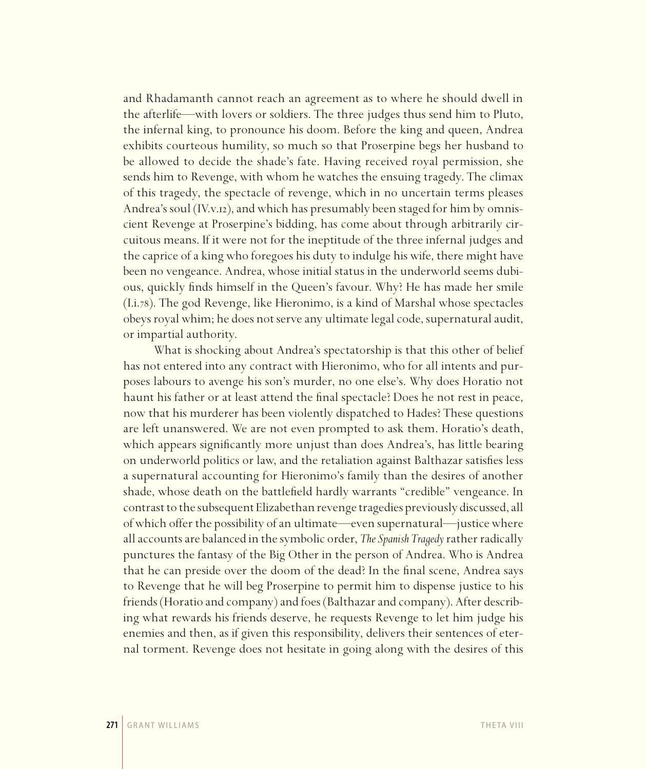and Rhadamanth cannot reach an agreement as to where he should dwell in the afterlife—with lovers or soldiers. The three judges thus send him to Pluto, the infernal king, to pronounce his doom. Before the king and queen, Andrea exhibits courteous humility, so much so that Proserpine begs her husband to be allowed to decide the shade's fate. Having received royal permission, she sends him to Revenge, with whom he watches the ensuing tragedy. The climax of this tragedy, the spectacle of revenge, which in no uncertain terms pleases Andrea's soul (IV.v.12), and which has presumably been staged for him by omniscient Revenge at Proserpine's bidding, has come about through arbitrarily circuitous means. If it were not for the ineptitude of the three infernal judges and the caprice of a king who foregoes his duty to indulge his wife, there might have been no vengeance. Andrea, whose initial status in the underworld seems dubious, quickly finds himself in the Queen's favour. Why? He has made her smile (I.i.78). The god Revenge, like Hieronimo, is a kind of Marshal whose spectacles obeys royal whim; he does not serve any ultimate legal code, supernatural audit, or impartial authority.

What is shocking about Andrea's spectatorship is that this other of belief has not entered into any contract with Hieronimo, who for all intents and purposes labours to avenge his son's murder, no one else's. Why does Horatio not haunt his father or at least attend the final spectacle? Does he not rest in peace, now that his murderer has been violently dispatched to Hades? These questions are left unanswered. We are not even prompted to ask them. Horatio's death, which appears significantly more unjust than does Andrea's, has little bearing on underworld politics or law, and the retaliation against Balthazar satisfies less a supernatural accounting for Hieronimo's family than the desires of another shade, whose death on the battlefield hardly warrants "credible" vengeance. In contrast to the subsequent Elizabethan revenge tragedies previously discussed, all of which offer the possibility of an ultimate—even supernatural—justice where all accounts are balanced in the symbolic order, *The Spanish Tragedy* rather radically punctures the fantasy of the Big Other in the person of Andrea. Who is Andrea that he can preside over the doom of the dead? In the final scene, Andrea says to Revenge that he will beg Proserpine to permit him to dispense justice to his friends (Horatio and company) and foes (Balthazar and company). After describing what rewards his friends deserve, he requests Revenge to let him judge his enemies and then, as if given this responsibility, delivers their sentences of eternal torment. Revenge does not hesitate in going along with the desires of this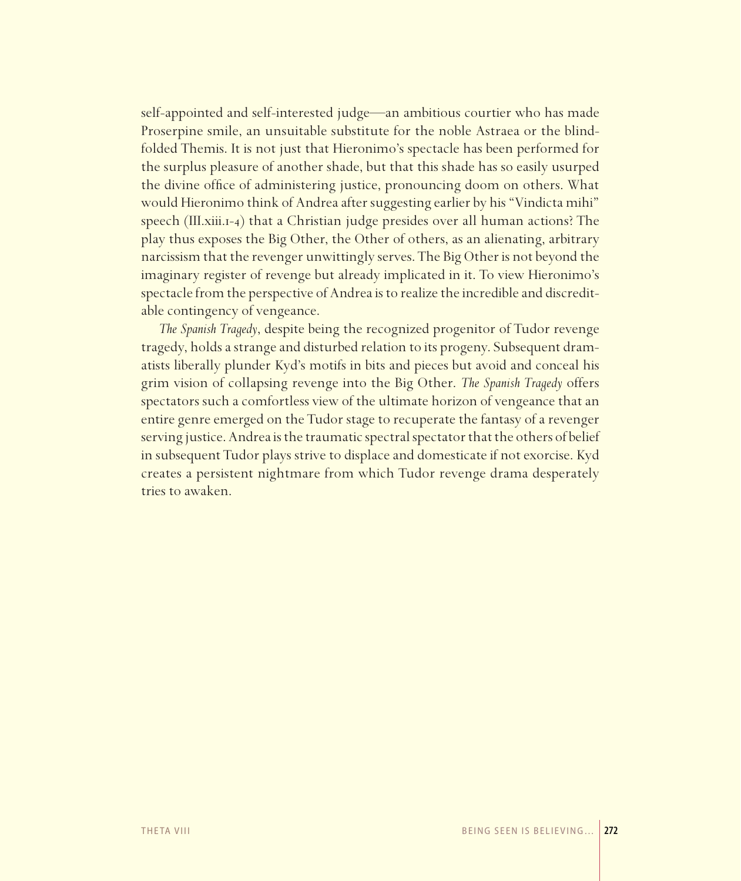self-appointed and self-interested judge—an ambitious courtier who has made Proserpine smile, an unsuitable substitute for the noble Astraea or the blindfolded Themis. It is not just that Hieronimo's spectacle has been performed for the surplus pleasure of another shade, but that this shade has so easily usurped the divine office of administering justice, pronouncing doom on others. What would Hieronimo think of Andrea after suggesting earlier by his "Vindicta mihi" speech (III.xiii.1-4) that a Christian judge presides over all human actions? The play thus exposes the Big Other, the Other of others, as an alienating, arbitrary narcissism that the revenger unwittingly serves. The Big Other is not beyond the imaginary register of revenge but already implicated in it. To view Hieronimo's spectacle from the perspective of Andrea is to realize the incredible and discreditable contingency of vengeance.

*The Spanish Tragedy*, despite being the recognized progenitor of Tudor revenge tragedy, holds a strange and disturbed relation to its progeny. Subsequent dramatists liberally plunder Kyd's motifs in bits and pieces but avoid and conceal his grim vision of collapsing revenge into the Big Other. *The Spanish Tragedy* offers spectators such a comfortless view of the ultimate horizon of vengeance that an entire genre emerged on the Tudor stage to recuperate the fantasy of a revenger serving justice. Andrea is the traumatic spectral spectator that the others of belief in subsequent Tudor plays strive to displace and domesticate if not exorcise. Kyd creates a persistent nightmare from which Tudor revenge drama desperately tries to awaken.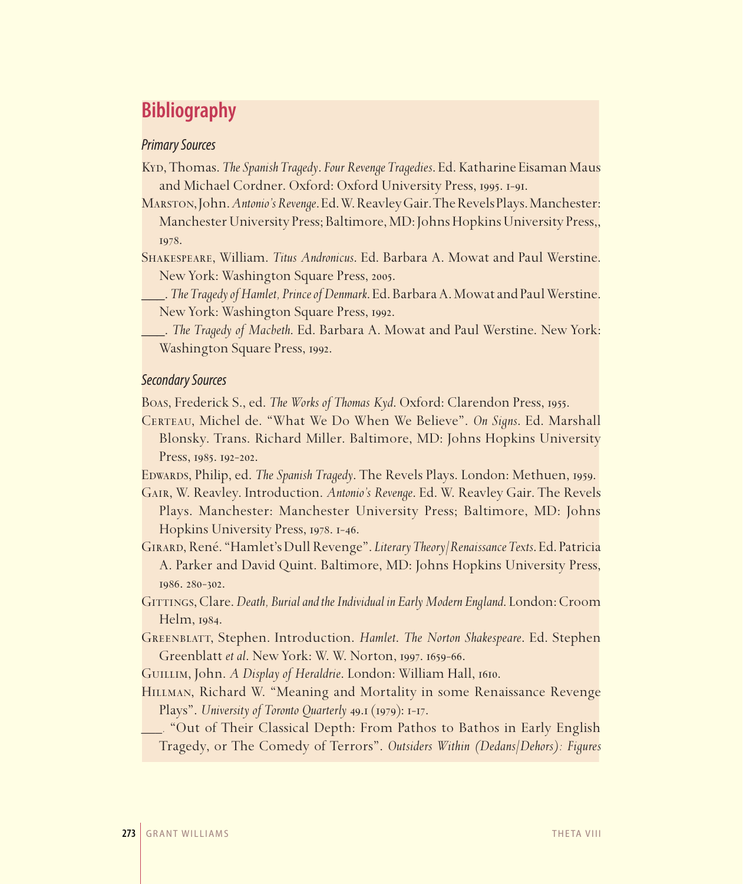# Bibliography

### *Primary Sources*

Kyd, Thomas. *The Spanish Tragedy*. *Four Revenge Tragedies*. Ed. Katharine Eisaman Maus and Michael Cordner. Oxford: Oxford University Press, 1995. 1-91.

Marston, John. *Antonio's Revenge*. Ed. W. Reavley Gair. The Revels Plays. Manchester: Manchester University Press; Baltimore, MD: Johns Hopkins University Press,, 1978.

Shakespeare, William. *Titus Andronicus*. Ed. Barbara A. Mowat and Paul Werstine. New York: Washington Square Press, 2005.

___. *The Tragedy of Hamlet, Prince of Denmark*. Ed. Barbara A. Mowat and Paul Werstine. New York: Washington Square Press, 1992.

___. *The Tragedy of Macbeth*. Ed. Barbara A. Mowat and Paul Werstine. New York: Washington Square Press, 1992.

### *Secondary Sources*

Boas, Frederick S., ed. *The Works of Thomas Kyd*. Oxford: Clarendon Press, 1955.

Certeau, Michel de. "What We Do When We Believe". *On Signs*. Ed. Marshall Blonsky. Trans. Richard Miller. Baltimore, MD: Johns Hopkins University Press, 1985. 192-202.

Edwards, Philip, ed. *The Spanish Tragedy*. The Revels Plays. London: Methuen, 1959.

Gair, W. Reavley. Introduction. *Antonio's Revenge*. Ed. W. Reavley Gair. The Revels Plays. Manchester: Manchester University Press; Baltimore, MD: Johns Hopkins University Press, 1978. 1-46.

Girard, René. "Hamlet's Dull Revenge". *Literary Theory/Renaissance Texts*. Ed. Patricia A. Parker and David Quint. Baltimore, MD: Johns Hopkins University Press, 1986. 280-302.

Gittings, Clare. *Death, Burial and the Individual in Early Modern England*. London: Croom Helm, 1984.

Greenblatt, Stephen. Introduction. *Hamlet*. *The Norton Shakespeare*. Ed. Stephen Greenblatt *et al*. New York: W. W. Norton, 1997. 1659-66.

Guillim, John. *A Display of Heraldrie*. London: William Hall, 1610.

Hillman, Richard W. "Meaning and Mortality in some Renaissance Revenge Plays". *University of Toronto Quarterly* 49.1 (1979): 1-17.

___. "Out of Their Classical Depth: From Pathos to Bathos in Early English Tragedy, or The Comedy of Terrors". *Outsiders Within (Dedans/Dehors): Figures*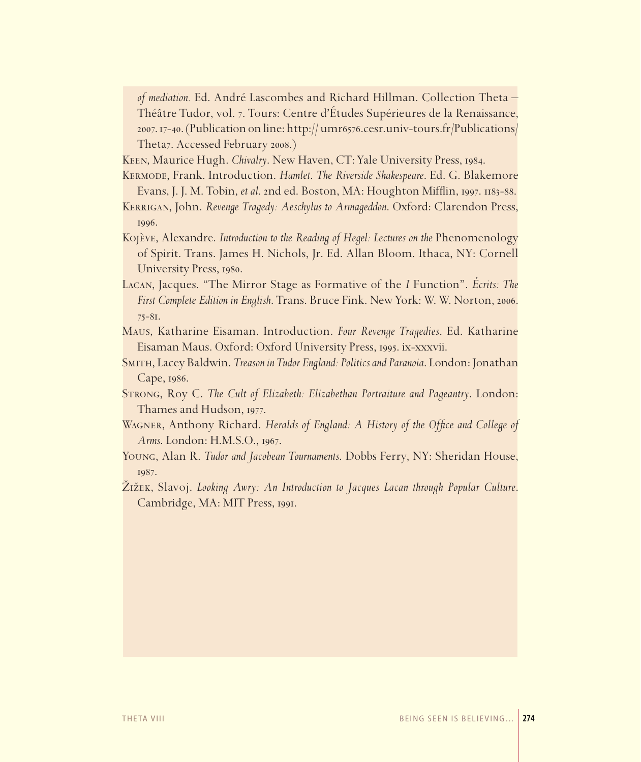*of mediation.* Ed. André Lascombes and Richard Hillman. Collection Theta – Théâtre Tudor, vol. 7. Tours: Centre d'Études Supérieures de la Renaissance, 2007. 17-40. (Publication on line: http:// umr6576.cesr.univ-tours.fr/Publications/ Theta7. Accessed February 2008.)

Keen, Maurice Hugh. *Chivalry*. New Haven, CT: Yale University Press, 1984.

Kermode, Frank. Introduction. *Hamlet. The Riverside Shakespeare*. Ed. G. Blakemore Evans, J. J. M. Tobin, *et al*. 2nd ed. Boston, MA: Houghton Mifflin, 1997. 1183-88.

Kerrigan, John. *Revenge Tragedy: Aeschylus to Armageddon*. Oxford: Clarendon Press, 1996.

Kojève, Alexandre. *Introduction to the Reading of Hegel: Lectures on the* Phenomenology of Spirit. Trans. James H. Nichols, Jr. Ed. Allan Bloom. Ithaca, NY: Cornell University Press, 1980.

Lacan, Jacques. "The Mirror Stage as Formative of the *I* Function". *Écrits: The First Complete Edition in English*. Trans. Bruce Fink. New York: W. W. Norton, 2006. 75-81.

Maus, Katharine Eisaman. Introduction. *Four Revenge Tragedies*. Ed. Katharine Eisaman Maus. Oxford: Oxford University Press, 1995. ix-xxxvii.

Smith, Lacey Baldwin. *Treason in Tudor England: Politics and Paranoia*. London: Jonathan Cape, 1986.

Strong, Roy C. *The Cult of Elizabeth: Elizabethan Portraiture and Pageantry*. London: Thames and Hudson, 1977.

Wagner, Anthony Richard. *Heralds of England: A History of the Office and College of Arms*. London: H.M.S.O., 1967.

Young, Alan R. *Tudor and Jacobean Tournaments*. Dobbs Ferry, NY: Sheridan House, 1987.

Žižek, Slavoj. *Looking Awry: An Introduction to Jacques Lacan through Popular Culture*. Cambridge, MA: MIT Press, 1991.